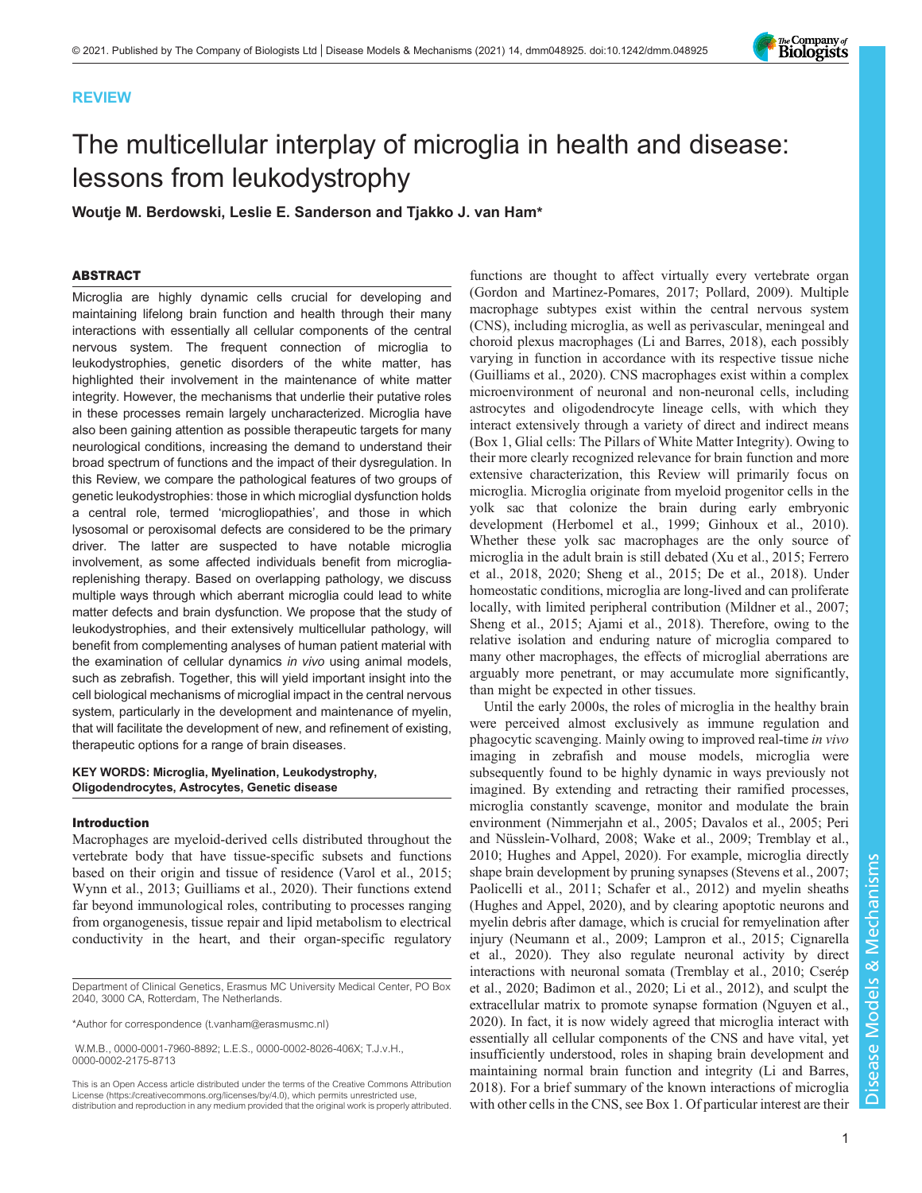REVIEW

# The multicellular interplay of microglia in health and disease: lessons from leukodystrophy

**Woutje M. Berdowski, Leslie E. Sanderson and Tjakko J. van Ham***

## ABSTRACT

Microglia are highly dynamic cells crucial for developing and maintaining lifelong brain function and health through their many interactions with essentially all cellular components of the central nervous system. The frequent connection of microglia to leukodystrophies, genetic disorders of the white matter, has highlighted their involvement in the maintenance of white matter integrity. However, the mechanisms that underlie their putative roles in these processes remain largely uncharacterized. Microglia have also been gaining attention as possible therapeutic targets for many neurological conditions, increasing the demand to understand their broad spectrum of functions and the impact of their dysregulation. In this Review, we compare the pathological features of two groups of genetic leukodystrophies: those in which microglial dysfunction holds a central role, termed 'microgliopathies', and those in which lysosomal or peroxisomal defects are considered to be the primary driver. The latter are suspected to have notable microglia involvement, as some affected individuals benefit from microglia-replenishing therapy. Based on overlapping pathology, we discuss multiple ways through which aberrant microglia could lead to white matter defects and brain dysfunction. We propose that the study of leukodystrophies, and their extensively multicellular pathology, will benefit from complementing analyses of human patient material with the examination of cellular dynamics *in vivo* using animal models, such as zebrafish. Together, this will yield important insight into the cell biological mechanisms of microglial impact in the central nervous system, particularly in the development and maintenance of myelin, that will facilitate the development of new, and refinement of existing, therapeutic options for a range of brain diseases.

**KEY WORDS: Microglia, Myelination, Leukodystrophy, Oligodendrocytes, Astrocytes, Genetic disease**

## Introduction

Macrophages are myeloid-derived cells distributed throughout the vertebrate body that have tissue-specific subsets and functions based on their origin and tissue of residence (Varol et al., 2015; Wynn et al., 2013; Guilliams et al., 2020). Their functions extend far beyond immunological roles, contributing to processes ranging from organogenesis, tissue repair and lipid metabolism to electrical conductivity in the heart, and their organ-specific regulatory functions are thought to affect virtually every vertebrate organ (Gordon and Martinez-Pomares, 2017; Pollard, 2009). Multiple macrophage subtypes exist within the central nervous system (CNS), including microglia, as well as perivascular, meningeal and choroid plexus macrophages (Li and Barres, 2018), each possibly varying in function in accordance with its respective tissue niche (Guilliams et al., 2020). CNS macrophages exist within a complex microenvironment of neuronal and non-neuronal cells, including astrocytes and oligodendrocyte lineage cells, with which they interact extensively through a variety of direct and indirect means (Box 1, Glial cells: The Pillars of White Matter Integrity). Owing to their more clearly recognized relevance for brain function and more extensive characterization, this Review will primarily focus on microglia. Microglia originate from myeloid progenitor cells in the yolk sac that colonize the brain during early embryonic development (Herbomel et al., 1999; Ginhoux et al., 2010). Whether these yolk sac macrophages are the only source of microglia in the adult brain is still debated (Xu et al., 2015; Ferrero et al., 2018, 2020; Sheng et al., 2015; De et al., 2018). Under homeostatic conditions, microglia are long-lived and can proliferate locally, with limited peripheral contribution (Mildner et al., 2007; Sheng et al., 2015; Ajami et al., 2018). Therefore, owing to the relative isolation and enduring nature of microglia compared to many other macrophages, the effects of microglial aberrations are arguably more penetrant, or may accumulate more significantly, than might be expected in other tissues.

Until the early 2000s, the roles of microglia in the healthy brain were perceived almost exclusively as immune regulation and phagocytic scavenging. Mainly owing to improved real-time *in vivo* imaging in zebrafish and mouse models, microglia were subsequently found to be highly dynamic in ways previously not imagined. By extending and retracting their ramified processes, microglia constantly scavenge, monitor and modulate the brain environment (Nimmerjahn et al., 2005; Davalos et al., 2005; Peri and Nüsslein-Volhard, 2008; Wake et al., 2009; Tremblay et al., 2010; Hughes and Appel, 2020). For example, microglia directly shape brain development by pruning synapses (Stevens et al., 2007; Paolicelli et al., 2011; Schafer et al., 2012) and myelin sheaths (Hughes and Appel, 2020), and by clearing apoptotic neurons and myelin debris after damage, which is crucial for remyelination after injury (Neumann et al., 2009; Lampron et al., 2015; Cignarella et al., 2020). They also regulate neuronal activity by direct interactions with neuronal somata (Tremblay et al., 2010; Cserép et al., 2020; Badimon et al., 2020; Li et al., 2012), and sculpt the extracellular matrix to promote synapse formation (Nguyen et al., 2020). In fact, it is now widely agreed that microglia interact with essentially all cellular components of the CNS and have vital, yet insufficiently understood, roles in shaping brain development and maintaining normal brain function and integrity (Li and Barres, 2018). For a brief summary of the known interactions of microglia with other cells in the CNS, see Box 1. Of particular interest are their

Department of Clinical Genetics, Erasmus MC University Medical Center, PO Box 2040, 3000 CA, Rotterdam, The Netherlands.

*Author for correspondence (t.vanham@erasmusmc.nl)

W.M.B., 0000-0001-7960-8892; L.E.S., 0000-0002-8026-406X; T.J.v.H., 0000-0002-2175-8713

This is an Open Access article distributed under the terms of the Creative Commons Attribution License (https://creativecommons.org/licenses/by/4.0), which permits unrestricted use, distribution and reproduction in any medium provided that the original work is properly attributed.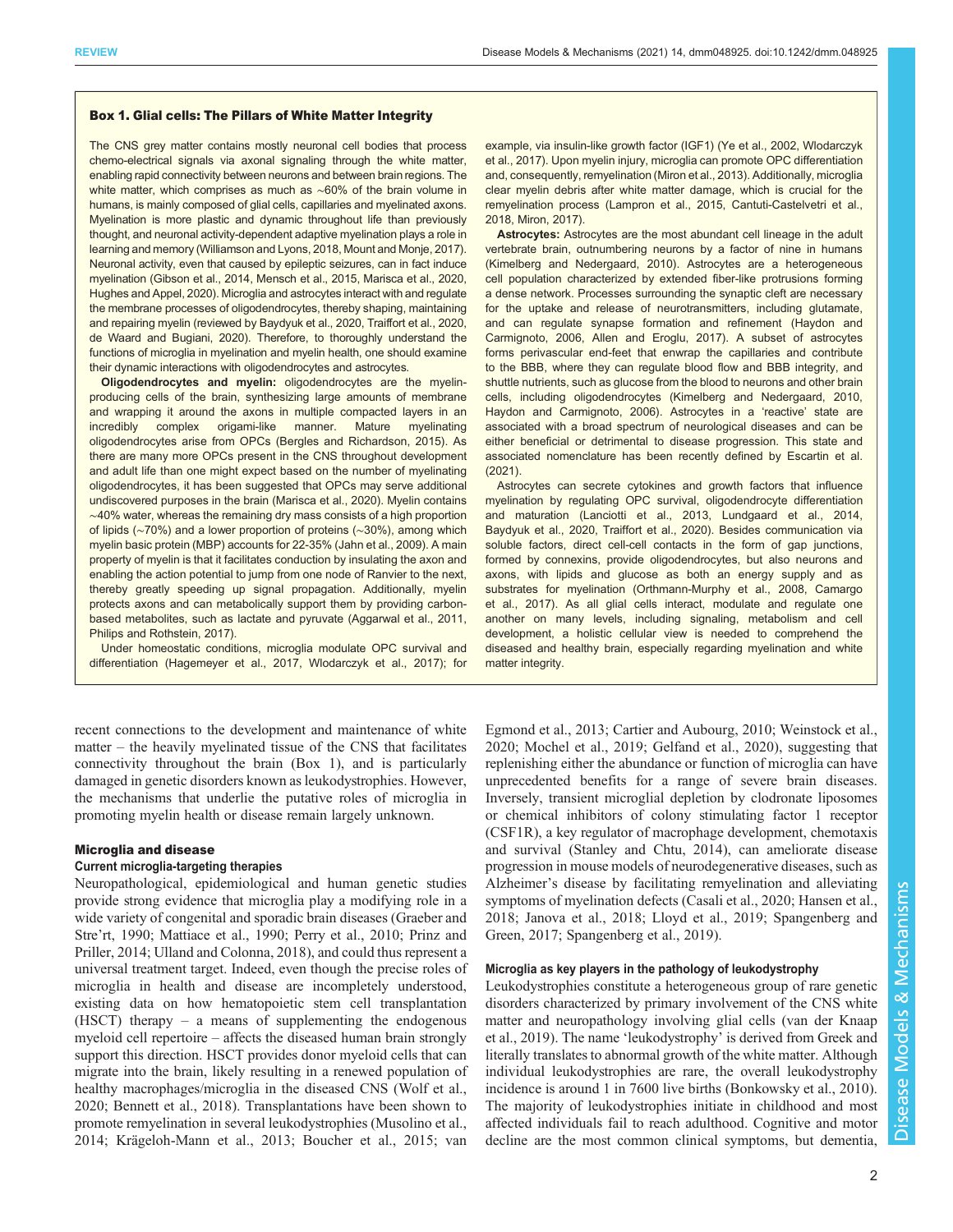### Box 1. Glial cells: The Pillars of White Matter Integrity

The CNS grey matter contains mostly neuronal cell bodies that process chemo-electrical signals via axonal signaling through the white matter, enabling rapid connectivity between neurons and between brain regions. The white matter, which comprises as much as ∼60% of the brain volume in humans, is mainly composed of glial cells, capillaries and myelinated axons. Myelination is more plastic and dynamic throughout life than previously thought, and neuronal activity-dependent adaptive myelination plays a role in learning and memory (Williamson and Lyons, 2018, Mount and Monje, 2017). Neuronal activity, even that caused by epileptic seizures, can in fact induce myelination (Gibson et al., 2014, Mensch et al., 2015, Marisca et al., 2020, Hughes and Appel, 2020). Microglia and astrocytes interact with and regulate the membrane processes of oligodendrocytes, thereby shaping, maintaining and repairing myelin (reviewed by Baydyuk et al., 2020, Traiffort et al., 2020, de Waard and Bugiani, 2020). Therefore, to thoroughly understand the functions of microglia in myelination and myelin health, one should examine their dynamic interactions with oligodendrocytes and astrocytes.

**Oligodendrocytes and myelin:** oligodendrocytes are the myelin-producing cells of the brain, synthesizing large amounts of membrane and wrapping it around the axons in multiple compacted layers in an incredibly complex origami-like manner. Mature myelinating oligodendrocytes arise from OPCs (Bergles and Richardson, 2015). As there are many more OPCs present in the CNS throughout development and adult life than one might expect based on the number of myelinating oligodendrocytes, it has been suggested that OPCs may serve additional undiscovered purposes in the brain (Marisca et al., 2020). Myelin contains ∼40% water, whereas the remaining dry mass consists of a high proportion of lipids (∼70%) and a lower proportion of proteins (∼30%), among which myelin basic protein (MBP) accounts for 22-35% (Jahn et al., 2009). A main property of myelin is that it facilitates conduction by insulating the axon and enabling the action potential to jump from one node of Ranvier to the next, thereby greatly speeding up signal propagation. Additionally, myelin protects axons and can metabolically support them by providing carbon-based metabolites, such as lactate and pyruvate (Aggarwal et al., 2011, Philips and Rothstein, 2017).

Under homeostatic conditions, microglia modulate OPC survival and differentiation (Hagemeyer et al., 2017, Wlodarczyk et al., 2017); for example, via insulin-like growth factor (IGF1) (Ye et al., 2002, Wlodarczyk et al., 2017). Upon myelin injury, microglia can promote OPC differentiation and, consequently, remyelination (Miron et al., 2013). Additionally, microglia clear myelin debris after white matter damage, which is crucial for the remyelination process (Lampron et al., 2015, Cantuti-Castelvetri et al., 2018, Miron, 2017).

**Astrocytes:** Astrocytes are the most abundant cell lineage in the adult vertebrate brain, outnumbering neurons by a factor of nine in humans (Kimelberg and Nedergaard, 2010). Astrocytes are a heterogeneous cell population characterized by extended fiber-like protrusions forming a dense network. Processes surrounding the synaptic cleft are necessary for the uptake and release of neurotransmitters, including glutamate, and can regulate synapse formation and refinement (Haydon and Carmignoto, 2006, Allen and Eroglu, 2017). A subset of astrocytes forms perivascular end-feet that enwrap the capillaries and contribute to the BBB, where they can regulate blood flow and BBB integrity, and shuttle nutrients, such as glucose from the blood to neurons and other brain cells, including oligodendrocytes (Kimelberg and Nedergaard, 2010, Haydon and Carmignoto, 2006). Astrocytes in a 'reactive' state are associated with a broad spectrum of neurological diseases and can be either beneficial or detrimental to disease progression. This state and associated nomenclature has been recently defined by Escartin et al. (2021).

Astrocytes can secrete cytokines and growth factors that influence myelination by regulating OPC survival, oligodendrocyte differentiation and maturation (Lanciotti et al., 2013, Lundgaard et al., 2014, Baydyuk et al., 2020, Traiffort et al., 2020). Besides communication via soluble factors, direct cell-cell contacts in the form of gap junctions, formed by connexins, provide oligodendrocytes, but also neurons and axons, with lipids and glucose as both an energy supply and as substrates for myelination (Orthmann-Murphy et al., 2008, Camargo et al., 2017). As all glial cells interact, modulate and regulate one another on many levels, including signaling, metabolism and cell development, a holistic cellular view is needed to comprehend the diseased and healthy brain, especially regarding myelination and white matter integrity.

---

recent connections to the development and maintenance of white matter – the heavily myelinated tissue of the CNS that facilitates connectivity throughout the brain (Box 1), and is particularly damaged in genetic disorders known as leukodystrophies. However, the mechanisms that underlie the putative roles of microglia in promoting myelin health or disease remain largely unknown.

## Microglia and disease

### Current microglia-targeting therapies

Neuropathological, epidemiological and human genetic studies provide strong evidence that microglia play a modifying role in a wide variety of congenital and sporadic brain diseases (Graeber and Stre'rt, 1990; Mattiace et al., 1990; Perry et al., 2010; Prinz and Priller, 2014; Ulland and Colonna, 2018), and could thus represent a universal treatment target. Indeed, even though the precise roles of microglia in health and disease are incompletely understood, existing data on how hematopoietic stem cell transplantation (HSCT) therapy – a means of supplementing the endogenous myeloid cell repertoire – affects the diseased human brain strongly support this direction. HSCT provides donor myeloid cells that can migrate into the brain, likely resulting in a renewed population of healthy macrophages/microglia in the diseased CNS (Wolf et al., 2020; Bennett et al., 2018). Transplantations have been shown to promote remyelination in several leukodystrophies (Musolino et al., 2014; Krägeloh-Mann et al., 2013; Boucher et al., 2015; van Egmond et al., 2013; Cartier and Aubourg, 2010; Weinstock et al., 2020; Mochel et al., 2019; Gelfand et al., 2020), suggesting that replenishing either the abundance or function of microglia can have unprecedented benefits for a range of severe brain diseases. Inversely, transient microglial depletion by clodronate liposomes or chemical inhibitors of colony stimulating factor 1 receptor (CSF1R), a key regulator of macrophage development, chemotaxis and survival (Stanley and Chtu, 2014), can ameliorate disease progression in mouse models of neurodegenerative diseases, such as Alzheimer's disease by facilitating remyelination and alleviating symptoms of myelination defects (Casali et al., 2020; Hansen et al., 2018; Janova et al., 2018; Lloyd et al., 2019; Spangenberg and Green, 2017; Spangenberg et al., 2019).

### Microglia as key players in the pathology of leukodystrophy

Leukodystrophies constitute a heterogeneous group of rare genetic disorders characterized by primary involvement of the CNS white matter and neuropathology involving glial cells (van der Knaap et al., 2019). The name 'leukodystrophy' is derived from Greek and literally translates to abnormal growth of the white matter. Although individual leukodystrophies are rare, the overall leukodystrophy incidence is around 1 in 7600 live births (Bonkowsky et al., 2010). The majority of leukodystrophies initiate in childhood and most affected individuals fail to reach adulthood. Cognitive and motor decline are the most common clinical symptoms, but dementia,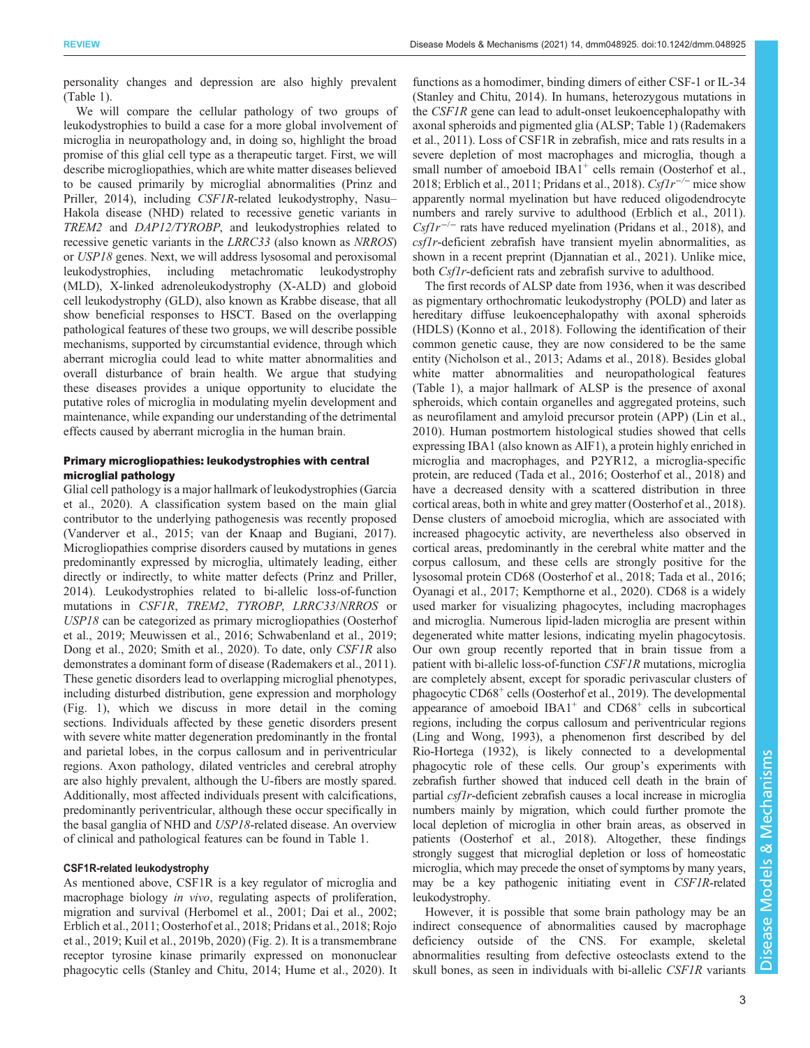personality changes and depression are also highly prevalent (Table 1).

We will compare the cellular pathology of two groups of leukodystrophies to build a case for a more global involvement of microglia in neuropathology and, in doing so, highlight the broad promise of this glial cell type as a therapeutic target. First, we will describe microgliopathies, which are white matter diseases believed to be caused primarily by microglial abnormalities (Prinz and Priller, 2014), including *CSF1R*-related leukodystrophy, Nasu–Hakola disease (NHD) related to recessive genetic variants in *TREM2* and *DAP12/TYROBP*, and leukodystrophies related to recessive genetic variants in the *LRRC33* (also known as *NRROS*) or *USP18* genes. Next, we will address lysosomal and peroxisomal leukodystrophies, including metachromatic leukodystrophy (MLD), X-linked adrenoleukodystrophy (X-ALD) and globoid cell leukodystrophy (GLD), also known as Krabbe disease, that all show beneficial responses to HSCT. Based on the overlapping pathological features of these two groups, we will describe possible mechanisms, supported by circumstantial evidence, through which aberrant microglia could lead to white matter abnormalities and overall disturbance of brain health. We argue that studying these diseases provides a unique opportunity to elucidate the putative roles of microglia in modulating myelin development and maintenance, while expanding our understanding of the detrimental effects caused by aberrant microglia in the human brain.

## Primary microgliopathies: leukodystrophies with central microglial pathology

Glial cell pathology is a major hallmark of leukodystrophies (Garcia et al., 2020). A classification system based on the main glial contributor to the underlying pathogenesis was recently proposed (Vanderver et al., 2015; van der Knaap and Bugiani, 2017). Microgliopathies comprise disorders caused by mutations in genes predominantly expressed by microglia, ultimately leading, either directly or indirectly, to white matter defects (Prinz and Priller, 2014). Leukodystrophies related to bi-allelic loss-of-function mutations in *CSF1R*, *TREM2*, *TYROBP*, *LRRC33*/*NRROS* or *USP18* can be categorized as primary microgliopathies (Oosterhof et al., 2019; Meuwissen et al., 2016; Schwabenland et al., 2019; Dong et al., 2020; Smith et al., 2020). To date, only *CSF1R* also demonstrates a dominant form of disease (Rademakers et al., 2011). These genetic disorders lead to overlapping microglial phenotypes, including disturbed distribution, gene expression and morphology (Fig. 1), which we discuss in more detail in the coming sections. Individuals affected by these genetic disorders present with severe white matter degeneration predominantly in the frontal and parietal lobes, in the corpus callosum and in periventricular regions. Axon pathology, dilated ventricles and cerebral atrophy are also highly prevalent, although the U-fibers are mostly spared. Additionally, most affected individuals present with calcifications, predominantly periventricular, although these occur specifically in the basal ganglia of NHD and *USP18*-related disease. An overview of clinical and pathological features can be found in Table 1.

### CSF1R-related leukodystrophy

As mentioned above, CSF1R is a key regulator of microglia and macrophage biology *in vivo*, regulating aspects of proliferation, migration and survival (Herbomel et al., 2001; Dai et al., 2002; Erblich et al., 2011; Oosterhof et al., 2018; Pridans et al., 2018; Rojo et al., 2019; Kuil et al., 2019b, 2020) (Fig. 2). It is a transmembrane receptor tyrosine kinase primarily expressed on mononuclear phagocytic cells (Stanley and Chitu, 2014; Hume et al., 2020). It functions as a homodimer, binding dimers of either CSF-1 or IL-34 (Stanley and Chitu, 2014). In humans, heterozygous mutations in the *CSF1R* gene can lead to adult-onset leukoencephalopathy with axonal spheroids and pigmented glia (ALSP; Table 1) (Rademakers et al., 2011). Loss of CSF1R in zebrafish, mice and rats results in a severe depletion of most macrophages and microglia, though a small number of amoeboid IBA1$^{+}$ cells remain (Oosterhof et al., 2018; Erblich et al., 2011; Pridans et al., 2018). *Csf1r*$^{-/-}$ mice show apparently normal myelination but have reduced oligodendrocyte numbers and rarely survive to adulthood (Erblich et al., 2011). *Csf1r*$^{-/-}$ rats have reduced myelination (Pridans et al., 2018), and *csf1r*-deficient zebrafish have transient myelin abnormalities, as shown in a recent preprint (Djannatian et al., 2021). Unlike mice, both *Csf1r*-deficient rats and zebrafish survive to adulthood.

The first records of ALSP date from 1936, when it was described as pigmentary orthochromatic leukodystrophy (POLD) and later as hereditary diffuse leukoencephalopathy with axonal spheroids (HDLS) (Konno et al., 2018). Following the identification of their common genetic cause, they are now considered to be the same entity (Nicholson et al., 2013; Adams et al., 2018). Besides global white matter abnormalities and neuropathological features (Table 1), a major hallmark of ALSP is the presence of axonal spheroids, which contain organelles and aggregated proteins, such as neurofilament and amyloid precursor protein (APP) (Lin et al., 2010). Human postmortem histological studies showed that cells expressing IBA1 (also known as AIF1), a protein highly enriched in microglia and macrophages, and P2YR12, a microglia-specific protein, are reduced (Tada et al., 2016; Oosterhof et al., 2018) and have a decreased density with a scattered distribution in three cortical areas, both in white and grey matter (Oosterhof et al., 2018). Dense clusters of amoeboid microglia, which are associated with increased phagocytic activity, are nevertheless also observed in cortical areas, predominantly in the cerebral white matter and the corpus callosum, and these cells are strongly positive for the lysosomal protein CD68 (Oosterhof et al., 2018; Tada et al., 2016; Oyanagi et al., 2017; Kempthorne et al., 2020). CD68 is a widely used marker for visualizing phagocytes, including macrophages and microglia. Numerous lipid-laden microglia are present within degenerated white matter lesions, indicating myelin phagocytosis. Our own group recently reported that in brain tissue from a patient with bi-allelic loss-of-function *CSF1R* mutations, microglia are completely absent, except for sporadic perivascular clusters of phagocytic CD68$^{+}$ cells (Oosterhof et al., 2019). The developmental appearance of amoeboid IBA1$^{+}$ and CD68$^{+}$ cells in subcortical regions, including the corpus callosum and periventricular regions (Ling and Wong, 1993), a phenomenon first described by del Rio-Hortega (1932), is likely connected to a developmental phagocytic role of these cells. Our group's experiments with zebrafish further showed that induced cell death in the brain of partial *csf1r*-deficient zebrafish causes a local increase in microglia numbers mainly by migration, which could further promote the local depletion of microglia in other brain areas, as observed in patients (Oosterhof et al., 2018). Altogether, these findings strongly suggest that microglial depletion or loss of homeostatic microglia, which may precede the onset of symptoms by many years, may be a key pathogenic initiating event in *CSF1R*-related leukodystrophy.

However, it is possible that some brain pathology may be an indirect consequence of abnormalities caused by macrophage deficiency outside of the CNS. For example, skeletal abnormalities resulting from defective osteoclasts extend to the skull bones, as seen in individuals with bi-allelic *CSF1R* variants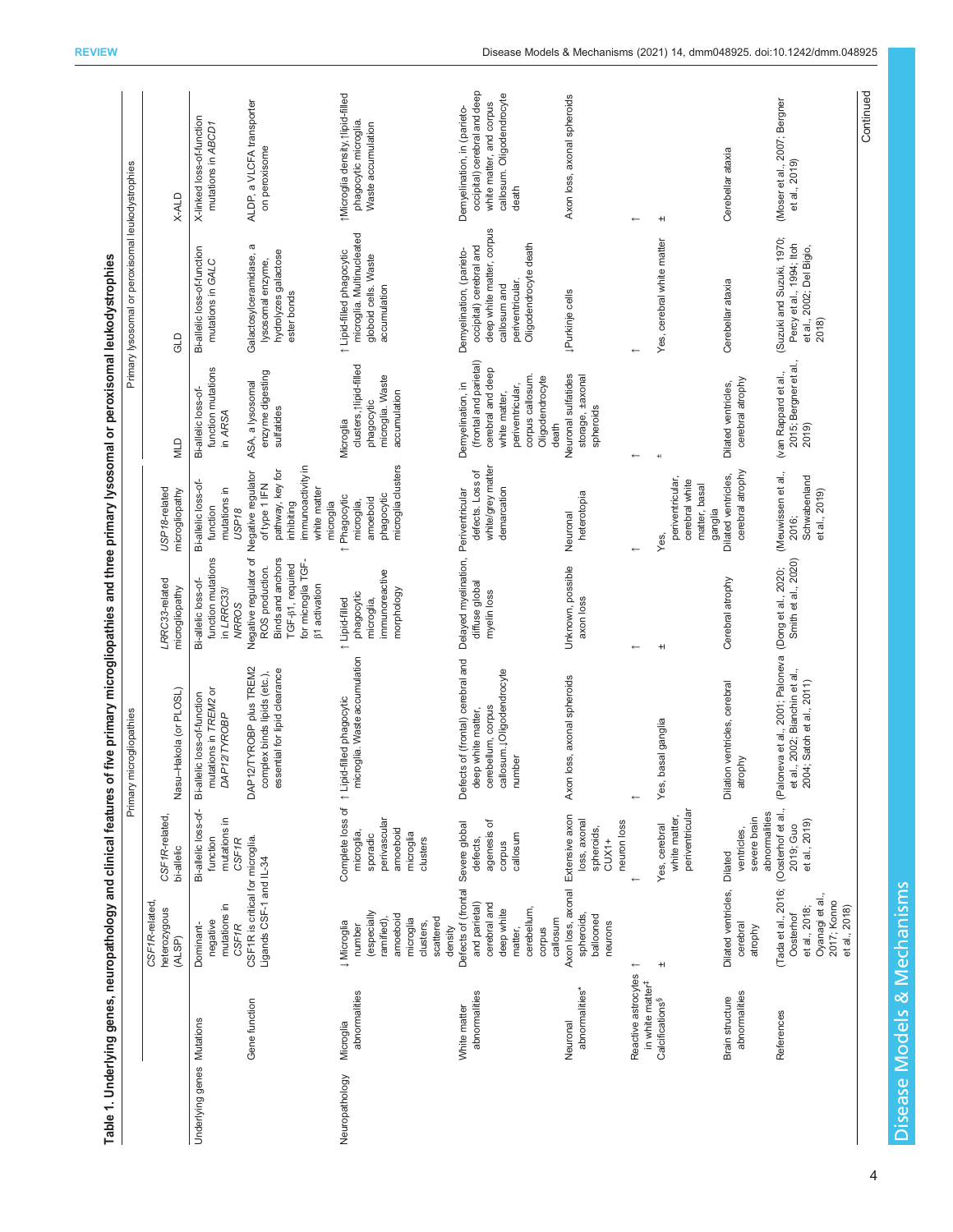**Table 1. Underlying genes, neuropathology and clinical features of five primary microgliopathies and three primary lysosomal or peroxisomal leukodystrophies**

| | | Primary microgliopathies | | | | | Primary lysosomal or peroxisomal leukodystrophies | | |
|---|---|---|---|---|---|---|---|---|---|
| | | *CSF1R*-related, heterozygous (ALSP) | *CSF1R*-related, bi-allelic | Nasu–Hakola (or PLOSL) | *LRRC33*-related microgliopathy | *USP18*-related microgliopathy | MLD | GLD | X-ALD |
| Underlying genes | Mutations | Dominant-negative mutations in *CSF1R* | Bi-allelic loss-of-function mutations in *CSF1R* | Bi-allelic loss-of-function mutations in *TREM2* or *DAP12/TYROBP* | Bi-allelic loss-of-function mutations in *LRRC33/NRROS* | Bi-allelic loss-of-function mutations in *USP18* | Bi-allelic loss-of-function mutations in *ARSA* | Bi-allelic loss-of-function mutations in *GALC* | X-linked loss-of-function mutations in *ABCD1* |
| | Gene function | CSF1R is critical for microglia. Ligands CSF-1 and IL-34 | | DAP12/TYROBP plus TREM2 complex binds lipids (etc.), essential for lipid clearance | Negative regulator of ROS production. Binds and anchors TGF-β1, required for microglia TGF-β1 activation | Negative regulator of type 1 IFN pathway, key for inhibiting immunoactivity in white matter microglia | ASA, a lysosomal enzyme digesting sulfatides | Galactosylceramidase, a lysosomal enzyme, hydrolyzes galactose ester bonds | ALDP, a VLCFA transporter on peroxisome |
| Neuropathology | Microglia abnormalities | ↓Microglia number (especially ramified), amoeboid microglia clusters, scattered density | Complete loss of microglia, sporadic perivascular amoeboid microglia clusters | ↑Lipid-filled phagocytic microglia. Waste accumulation | ↑Lipid-filled phagocytic microglia, immunoreactive morphology | ↑Phagocytic microglia, amoeboid phagocytic microglia clusters | Microglia clusters, ↑lipid-filled phagocytic microglia. Waste accumulation | ↑Lipid-filled phagocytic microglia. Multinucleated globoid cells. Waste accumulation | ↑Microglia density, ↑lipid-filled phagocytic microglia. Waste accumulation |
| | White matter abnormalities | Defects of (frontal and parietal) cerebral and deep white matter, cerebellum, corpus callosum | Severe global defects, agenesis of corpus callosum | Defects of (frontal) cerebral and deep white matter, cerebellum, corpus callosum.↓Oligodendrocyte number | Delayed myelination, diffuse global myelin loss | Periventricular defects. Loss of white/grey matter demarcation | Demyelination, in (frontal and parietal) cerebral and deep white matter, periventricular, corpus callosum. Oligodendrocyte death | Demyelination, (parieto-occipital) cerebral and deep white matter, corpus callosum and periventricular. Oligodendrocyte death | Demyelination, in (parieto-occipital) cerebral and deep white matter, and corpus callosum. Oligodendrocyte death |
| | Neuronal abnormalities* | Axon loss, axonal spheroids, balloned neurons | Extensive axon loss, axonal spheroids, CUX1+ neuron loss | Axon loss, axonal spheroids | Unknown, possible axon loss | Neuronal heterotopia | Neuronal sulfatides storage, ±axonal spheroids | ↓Purkinje cells | Axon loss, axonal spheroids |
| | Reactive astrocytes in white matter[‡] | ↑ | ↑ | ↑ | ↑ | ↑ | ↑ | ↑ | ↑ |
| | Calcifications[§] | ± | Yes, cerebral white matter, periventricular | Yes, basal ganglia | ± | Yes, periventricular, cerebral white matter, basal ganglia | ± | Yes, cerebral white matter | ± |
| | Brain structure abnormalities | Dilated ventricles, cerebral atrophy | Dilated ventricles, severe brain abnormalities | Dilation ventricles, cerebral atrophy | Cerebral atrophy | Dilated ventricles, cerebral atrophy | Dilated ventricles, cerebral atrophy | Cerebellar ataxia | Cerebellar ataxia |
| | References | (Tada et al., 2016; Oosterhof et al., 2018; Oyanagi et al., 2017; Konno et al., 2018) | (Oosterhof et al., 2019; Guo et al., 2019) | (Paloneva et al., 2001; Paloneva et al., 2002; Bianchin et al., 2004; Satoh et al., 2011) | (Dong et al. 2020; Smith et al., 2020) | (Meuwissen et al., 2016; Schwabenland et al., 2019) | (van Rappard et al., 2015; Bergner et al., 2019) | (Suzuki and Suzuki, 1970; Percy et al., 1994; Itoh et al., 2002; Del Bigio, 2018) | (Moser et al., 2007; Bergner et al., 2019) |

Continued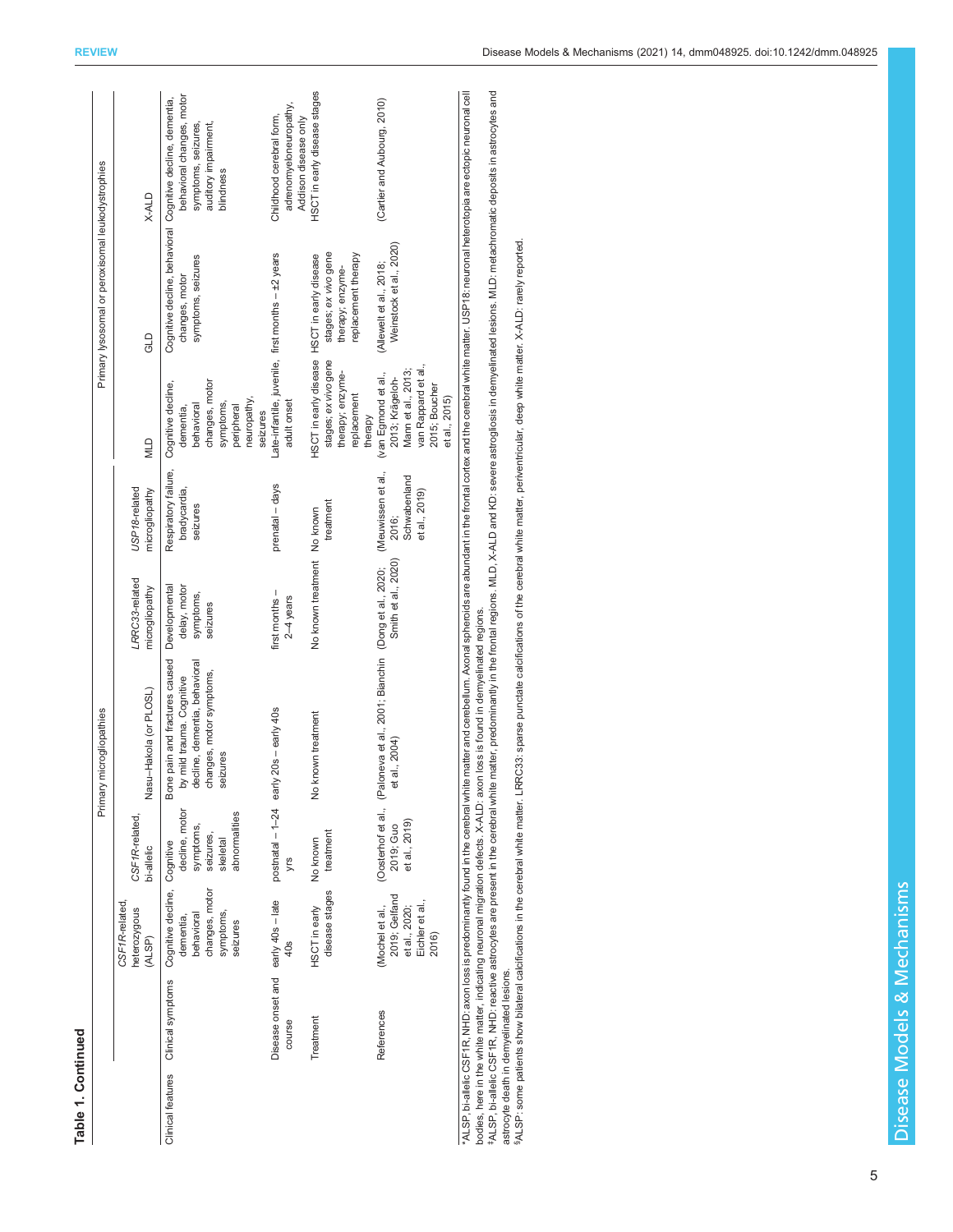**Table 1. Continued**

| | Primary microgliopathies | | | | | Primary lysosomal or peroxisomal leukodystrophies | | |
|---|---|---|---|---|---|---|---|---|
| | *CSF1R*-related, heterozygous (ALSP) | *CSF1R*-related, bi-allelic | Nasu–Hakola (or PLOSL) | *LRRC33*-related microgliopathy | *USP18*-related microgliopathy | MLD | GLD | X-ALD |
| Clinical features: Clinical symptoms | Cognitive decline, dementia, behavioral changes, motor symptoms, seizures | Cognitive decline, motor symptoms, seizures, skeletal abnormalities | Bone pain and fractures caused by mild trauma. Cognitive decline, dementia, behavioral changes, motor symptoms, seizures | Developmental delay, motor symptoms, seizures | Respiratory failure, bradycardia, seizures | Cognitive decline, dementia, behavioral changes, motor symptoms, peripheral neuropathy, seizures | Cognitive decline, behavioral changes, motor symptoms, seizures | Cognitive decline, dementia, behavioral changes, motor symptoms, seizures, auditory impairment, blindness |
| Disease onset and course | early 40s – late 40s | postnatal – 1–24 yrs | early 20s – early 40s | first months – 2–4 years | prenatal – days | Late-infantile, juvenile, adult onset | first months – ±2 years | Childhood cerebral form, adrenomyeloneuropathy, Addison disease only |
| Treatment | HSCT in early disease stages | No known treatment | No known treatment | No known treatment | No known treatment | HSCT in early disease stages; *ex vivo* gene therapy; enzyme-replacement therapy | HSCT in early disease stages; *ex vivo* gene therapy; enzyme-replacement therapy | HSCT in early disease stages |
| References | (Mochel et al., 2019; Gelfand et al., 2020; Eichler et al., 2016) | (Oosterhof et al., 2019; Guo et al., 2019) | (Paloneva et al., 2001; Bianchin et al., 2004) | (Dong et al., 2020; Smith et al., 2020) | (Meuwissen et al., 2016; Schwabenland et al., 2019) | (van Egmond et al., 2013; Krägeloh-Mann et al., 2013; van Rappard et al., 2015; Boucher et al., 2015) | (Allewelt et al., 2018; Weinstock et al., 2020) | (Cartier and Aubourg, 2010) |

*ALSP, bi-allelic CSF1R, NHD: axon loss is predominantly found in the cerebral white matter and cerebellum. Axonal spheroids are abundant in the frontal cortex and the cerebral white matter. USP18: neuronal heterotopia are ectopic neuronal cell bodies, here in the white matter, indicating neuronal migration defects. X-ALD: axon loss is found in demyelinated regions.
‡ALSP, bi-allelic CSF1R, NHD: reactive astrocytes are present in the cerebral white matter, predominantly in the frontal regions. MLD, X-ALD and KD: severe astrogliosis in demyelinated lesions. MLD: metachromatic deposits in astrocytes and astrocyte death in demyelinated lesions.
§ALSP: some patients show bilateral calcifications in the cerebral white matter. LRRC33: sparse punctate calcifications of the cerebral white matter, periventricular, deep white matter. X-ALD: rarely reported.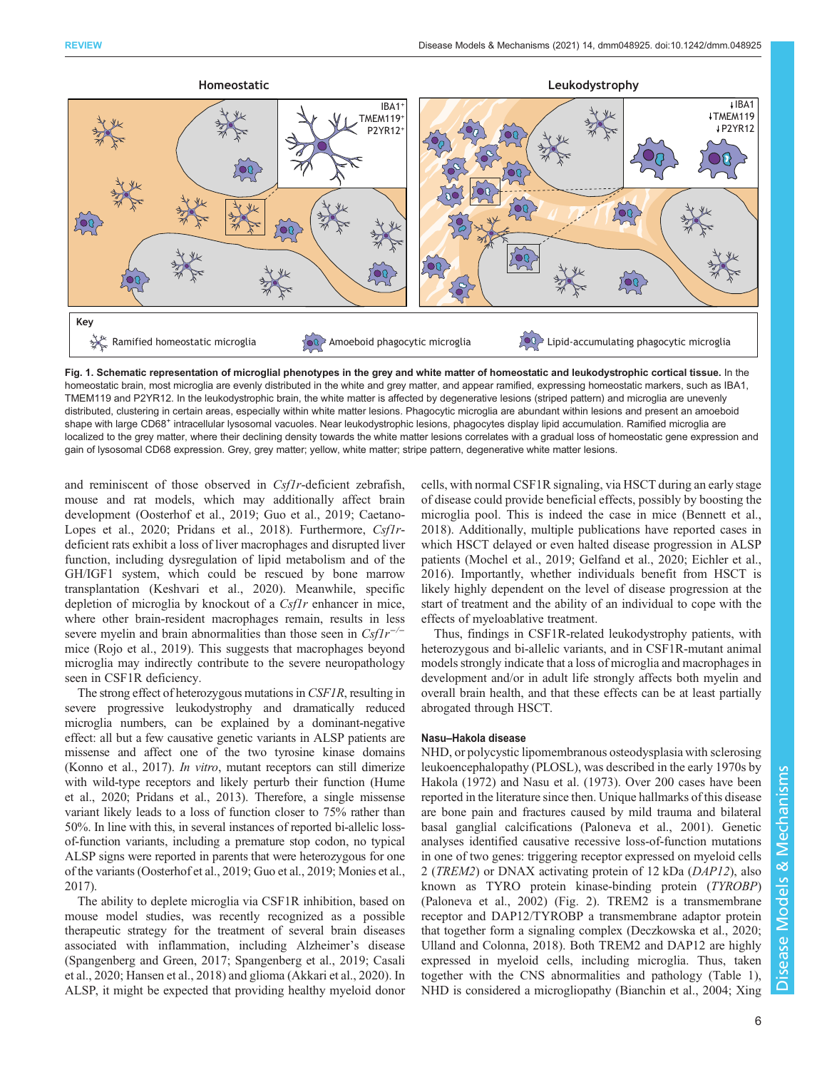**Fig. 1. Schematic representation of microglial phenotypes in the grey and white matter of homeostatic and leukodystrophic cortical tissue.** In the homeostatic brain, most microglia are evenly distributed in the white and grey matter, and appear ramified, expressing homeostatic markers, such as IBA1, TMEM119 and P2YR12. In the leukodystrophic brain, the white matter is affected by degenerative lesions (striped pattern) and microglia are unevenly distributed, clustering in certain areas, especially within white matter lesions. Phagocytic microglia are abundant within lesions and present an amoeboid shape with large CD68⁺ intracellular lysosomal vacuoles. Near leukodystrophic lesions, phagocytes display lipid accumulation. Ramified microglia are localized to the grey matter, where their declining density towards the white matter lesions correlates with a gradual loss of homeostatic gene expression and gain of lysosomal CD68 expression. Grey, grey matter; yellow, white matter; stripe pattern, degenerative white matter lesions.

and reminiscent of those observed in *Csf1r*-deficient zebrafish, mouse and rat models, which may additionally affect brain development (Oosterhof et al., 2019; Guo et al., 2019; Caetano-Lopes et al., 2020; Pridans et al., 2018). Furthermore, *Csf1r*-deficient rats exhibit a loss of liver macrophages and disrupted liver function, including dysregulation of lipid metabolism and of the GH/IGF1 system, which could be rescued by bone marrow transplantation (Keshvari et al., 2020). Meanwhile, specific depletion of microglia by knockout of a *Csf1r* enhancer in mice, where other brain-resident macrophages remain, results in less severe myelin and brain abnormalities than those seen in $Csf1r^{-/-}$ mice (Rojo et al., 2019). This suggests that macrophages beyond microglia may indirectly contribute to the severe neuropathology seen in CSF1R deficiency.

The strong effect of heterozygous mutations in *CSF1R*, resulting in severe progressive leukodystrophy and dramatically reduced microglia numbers, can be explained by a dominant-negative effect: all but a few causative genetic variants in ALSP patients are missense and affect one of the two tyrosine kinase domains (Konno et al., 2017). *In vitro*, mutant receptors can still dimerize with wild-type receptors and likely perturb their function (Hume et al., 2020; Pridans et al., 2013). Therefore, a single missense variant likely leads to a loss of function closer to 75% rather than 50%. In line with this, in several instances of reported bi-allelic loss-of-function variants, including a premature stop codon, no typical ALSP signs were reported in parents that were heterozygous for one of the variants (Oosterhof et al., 2019; Guo et al., 2019; Monies et al., 2017).

The ability to deplete microglia via CSF1R inhibition, based on mouse model studies, was recently recognized as a possible therapeutic strategy for the treatment of several brain diseases associated with inflammation, including Alzheimer's disease (Spangenberg and Green, 2017; Spangenberg et al., 2019; Casali et al., 2020; Hansen et al., 2018) and glioma (Akkari et al., 2020). In ALSP, it might be expected that providing healthy myeloid donor cells, with normal CSF1R signaling, via HSCT during an early stage of disease could provide beneficial effects, possibly by boosting the microglia pool. This is indeed the case in mice (Bennett et al., 2018). Additionally, multiple publications have reported cases in which HSCT delayed or even halted disease progression in ALSP patients (Mochel et al., 2019; Gelfand et al., 2020; Eichler et al., 2016). Importantly, whether individuals benefit from HSCT is likely highly dependent on the level of disease progression at the start of treatment and the ability of an individual to cope with the effects of myeloablative treatment.

Thus, findings in CSF1R-related leukodystrophy patients, with heterozygous and bi-allelic variants, and in CSF1R-mutant animal models strongly indicate that a loss of microglia and macrophages in development and/or in adult life strongly affects both myelin and overall brain health, and that these effects can be at least partially abrogated through HSCT.

### Nasu–Hakola disease

NHD, or polycystic lipomembranous osteodysplasia with sclerosing leukoencephalopathy (PLOSL), was described in the early 1970s by Hakola (1972) and Nasu et al. (1973). Over 200 cases have been reported in the literature since then. Unique hallmarks of this disease are bone pain and fractures caused by mild trauma and bilateral basal ganglial calcifications (Paloneva et al., 2001). Genetic analyses identified causative recessive loss-of-function mutations in one of two genes: triggering receptor expressed on myeloid cells 2 (*TREM2*) or DNAX activating protein of 12 kDa (*DAP12*), also known as TYRO protein kinase-binding protein (*TYROBP*) (Paloneva et al., 2002) (Fig. 2). TREM2 is a transmembrane receptor and DAP12/TYROBP a transmembrane adaptor protein that together form a signaling complex (Deczkowska et al., 2020; Ulland and Colonna, 2018). Both TREM2 and DAP12 are highly expressed in myeloid cells, including microglia. Thus, taken together with the CNS abnormalities and pathology (Table 1), NHD is considered a microgliopathy (Bianchin et al., 2004; Xing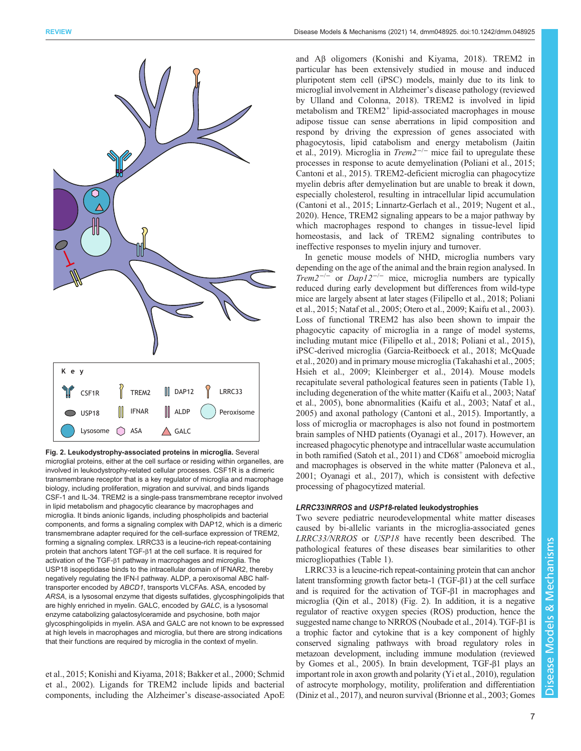K e y

CSF1R | TREM2 | DAP12 | LRRC33 | USP18 | IFNAR | ALDP | Peroxisome | Lysosome | ASA | GALC

**Fig. 2. Leukodystrophy-associated proteins in microglia.** Several microglial proteins, either at the cell surface or residing within organelles, are involved in leukodystrophy-related cellular processes. CSF1R is a dimeric transmembrane receptor that is a key regulator of microglia and macrophage biology, including proliferation, migration and survival, and binds ligands CSF-1 and IL-34. TREM2 is a single-pass transmembrane receptor involved in lipid metabolism and phagocytic clearance by macrophages and microglia. It binds anionic ligands, including phospholipids and bacterial components, and forms a signaling complex with DAP12, which is a dimeric transmembrane adapter required for the cell-surface expression of TREM2, forming a signaling complex. LRRC33 is a leucine-rich repeat-containing protein that anchors latent TGF-β1 at the cell surface. It is required for activation of the TGF-β1 pathway in macrophages and microglia. The USP18 isopeptidase binds to the intracellular domain of IFNAR2, thereby negatively regulating the IFN-I pathway. ALDP, a peroxisomal ABC half-transporter encoded by *ABCD1*, transports VLCFAs. ASA, encoded by *ARSA*, is a lysosomal enzyme that digests sulfatides, glycosphingolipids that are highly enriched in myelin. GALC, encoded by *GALC*, is a lysosomal enzyme catabolizing galactosylceramide and psychosine, both major glycosphingolipids in myelin. ASA and GALC are not known to be expressed at high levels in macrophages and microglia, but there are strong indications that their functions are required by microglia in the context of myelin.

et al., 2015; Konishi and Kiyama, 2018; Bakker et al., 2000; Schmid et al., 2002). Ligands for TREM2 include lipids and bacterial components, including the Alzheimer's disease-associated ApoE and Aβ oligomers (Konishi and Kiyama, 2018). TREM2 in particular has been extensively studied in mouse and induced pluripotent stem cell (iPSC) models, mainly due to its link to microglial involvement in Alzheimer's disease pathology (reviewed by Ulland and Colonna, 2018). TREM2 is involved in lipid metabolism and TREM2$^+$ lipid-associated macrophages in mouse adipose tissue can sense aberrations in lipid composition and respond by driving the expression of genes associated with phagocytosis, lipid catabolism and energy metabolism (Jaitin et al., 2019). Microglia in *Trem2*$^{-/-}$ mice fail to upregulate these processes in response to acute demyelination (Poliani et al., 2015; Cantoni et al., 2015). TREM2-deficient microglia can phagocytize myelin debris after demyelination but are unable to break it down, especially cholesterol, resulting in intracellular lipid accumulation (Cantoni et al., 2015; Linnartz-Gerlach et al., 2019; Nugent et al., 2020). Hence, TREM2 signaling appears to be a major pathway by which macrophages respond to changes in tissue-level lipid homeostasis, and lack of TREM2 signaling contributes to ineffective responses to myelin injury and turnover.

In genetic mouse models of NHD, microglia numbers vary depending on the age of the animal and the brain region analysed. In *Trem2*$^{-/-}$ or *Dap12*$^{-/-}$ mice, microglia numbers are typically reduced during early development but differences from wild-type mice are largely absent at later stages (Filipello et al., 2018; Poliani et al., 2015; Nataf et al., 2005; Otero et al., 2009; Kaifu et al., 2003). Loss of functional TREM2 has also been shown to impair the phagocytic capacity of microglia in a range of model systems, including mutant mice (Filipello et al., 2018; Poliani et al., 2015), iPSC-derived microglia (Garcia-Reitboeck et al., 2018; McQuade et al., 2020) and in primary mouse microglia (Takahashi et al., 2005; Hsieh et al., 2009; Kleinberger et al., 2014). Mouse models recapitulate several pathological features seen in patients (Table 1), including degeneration of the white matter (Kaifu et al., 2003; Nataf et al., 2005), bone abnormalities (Kaifu et al., 2003; Nataf et al., 2005) and axonal pathology (Cantoni et al., 2015). Importantly, a loss of microglia or macrophages is also not found in postmortem brain samples of NHD patients (Oyanagi et al., 2017). However, an increased phagocytic phenotype and intracellular waste accumulation in both ramified (Satoh et al., 2011) and CD68$^+$ amoeboid microglia and macrophages is observed in the white matter (Paloneva et al., 2001; Oyanagi et al., 2017), which is consistent with defective processing of phagocytized material.

#### *LRRC33/NRROS* and *USP18*-related leukodystrophies

Two severe pediatric neurodevelopmental white matter diseases caused by bi-allelic variants in the microglia-associated genes *LRRC33/NRROS* or *USP18* have recently been described. The pathological features of these diseases bear similarities to other microgliopathies (Table 1).

LRRC33 is a leucine-rich repeat-containing protein that can anchor latent transforming growth factor beta-1 (TGF-β1) at the cell surface and is required for the activation of TGF-β1 in macrophages and microglia (Qin et al., 2018) (Fig. 2). In addition, it is a negative regulator of reactive oxygen species (ROS) production, hence the suggested name change to NRROS (Noubade et al., 2014). TGF-β1 is a trophic factor and cytokine that is a key component of highly conserved signaling pathways with broad regulatory roles in metazoan development, including immune modulation (reviewed by Gomes et al., 2005). In brain development, TGF-β1 plays an important role in axon growth and polarity (Yi et al., 2010), regulation of astrocyte morphology, motility, proliferation and differentiation (Diniz et al., 2017), and neuron survival (Brionne et al., 2003; Gomes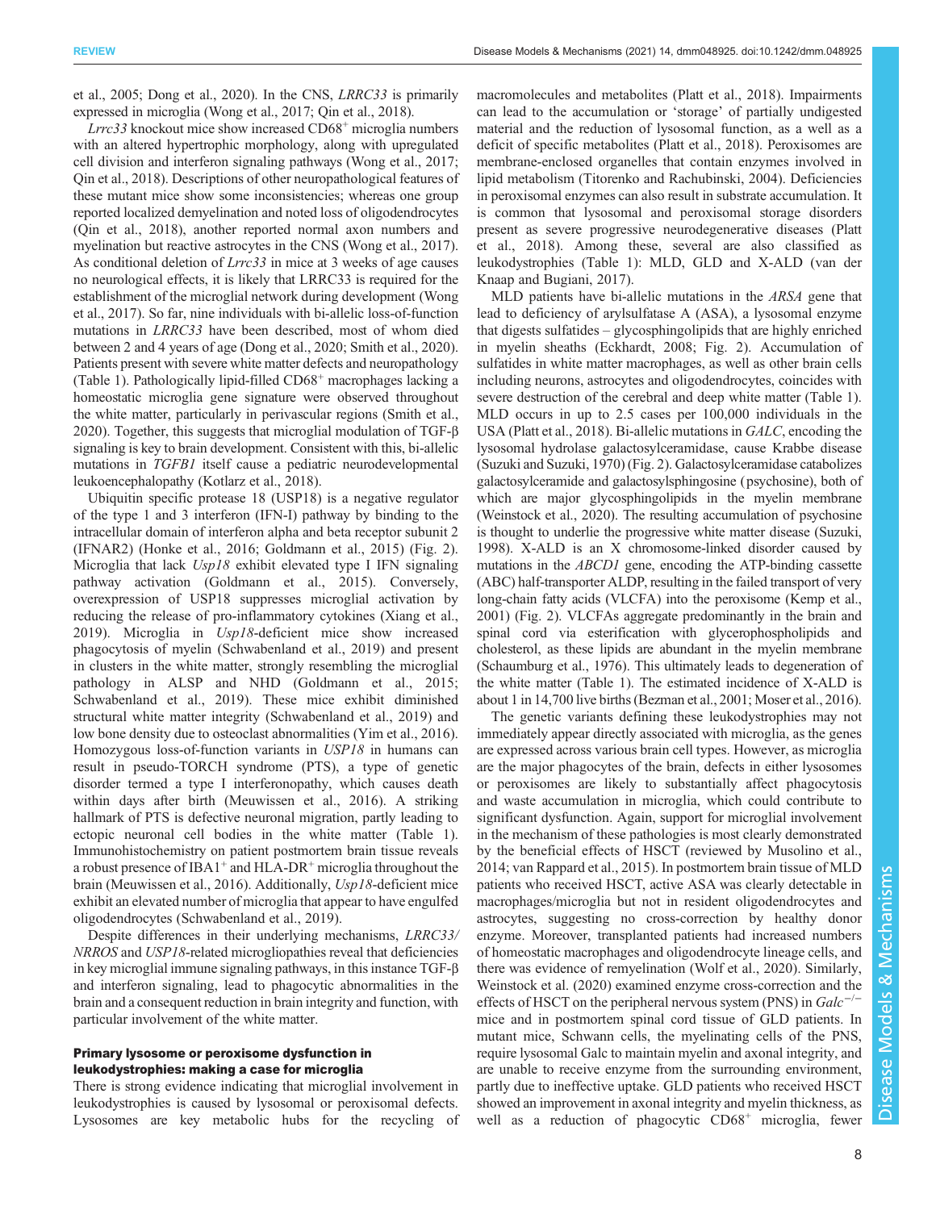et al., 2005; Dong et al., 2020). In the CNS, *LRRC33* is primarily expressed in microglia (Wong et al., 2017; Qin et al., 2018).

*Lrrc33* knockout mice show increased CD68$^+$ microglia numbers with an altered hypertrophic morphology, along with upregulated cell division and interferon signaling pathways (Wong et al., 2017; Qin et al., 2018). Descriptions of other neuropathological features of these mutant mice show some inconsistencies; whereas one group reported localized demyelination and noted loss of oligodendrocytes (Qin et al., 2018), another reported normal axon numbers and myelination but reactive astrocytes in the CNS (Wong et al., 2017). As conditional deletion of *Lrrc33* in mice at 3 weeks of age causes no neurological effects, it is likely that LRRC33 is required for the establishment of the microglial network during development (Wong et al., 2017). So far, nine individuals with bi-allelic loss-of-function mutations in *LRRC33* have been described, most of whom died between 2 and 4 years of age (Dong et al., 2020; Smith et al., 2020). Patients present with severe white matter defects and neuropathology (Table 1). Pathologically lipid-filled CD68$^+$ macrophages lacking a homeostatic microglia gene signature were observed throughout the white matter, particularly in perivascular regions (Smith et al., 2020). Together, this suggests that microglial modulation of TGF-β signaling is key to brain development. Consistent with this, bi-allelic mutations in *TGFB1* itself cause a pediatric neurodevelopmental leukoencephalopathy (Kotlarz et al., 2018).

Ubiquitin specific protease 18 (USP18) is a negative regulator of the type 1 and 3 interferon (IFN-I) pathway by binding to the intracellular domain of interferon alpha and beta receptor subunit 2 (IFNAR2) (Honke et al., 2016; Goldmann et al., 2015) (Fig. 2). Microglia that lack *Usp18* exhibit elevated type I IFN signaling pathway activation (Goldmann et al., 2015). Conversely, overexpression of USP18 suppresses microglial activation by reducing the release of pro-inflammatory cytokines (Xiang et al., 2019). Microglia in *Usp18*-deficient mice show increased phagocytosis of myelin (Schwabenland et al., 2019) and present in clusters in the white matter, strongly resembling the microglial pathology in ALSP and NHD (Goldmann et al., 2015; Schwabenland et al., 2019). These mice exhibit diminished structural white matter integrity (Schwabenland et al., 2019) and low bone density due to osteoclast abnormalities (Yim et al., 2016). Homozygous loss-of-function variants in *USP18* in humans can result in pseudo-TORCH syndrome (PTS), a type of genetic disorder termed a type I interferonopathy, which causes death within days after birth (Meuwissen et al., 2016). A striking hallmark of PTS is defective neuronal migration, partly leading to ectopic neuronal cell bodies in the white matter (Table 1). Immunohistochemistry on patient postmortem brain tissue reveals a robust presence of IBA1$^+$ and HLA-DR$^+$ microglia throughout the brain (Meuwissen et al., 2016). Additionally, *Usp18*-deficient mice exhibit an elevated number of microglia that appear to have engulfed oligodendrocytes (Schwabenland et al., 2019).

Despite differences in their underlying mechanisms, *LRRC33/NRROS* and *USP18*-related microgliopathies reveal that deficiencies in key microglial immune signaling pathways, in this instance TGF-β and interferon signaling, lead to phagocytic abnormalities in the brain and a consequent reduction in brain integrity and function, with particular involvement of the white matter.

## Primary lysosome or peroxisome dysfunction in leukodystrophies: making a case for microglia

There is strong evidence indicating that microglial involvement in leukodystrophies is caused by lysosomal or peroxisomal defects. Lysosomes are key metabolic hubs for the recycling of macromolecules and metabolites (Platt et al., 2018). Impairments can lead to the accumulation or 'storage' of partially undigested material and the reduction of lysosomal function, as a well as a deficit of specific metabolites (Platt et al., 2018). Peroxisomes are membrane-enclosed organelles that contain enzymes involved in lipid metabolism (Titorenko and Rachubinski, 2004). Deficiencies in peroxisomal enzymes can also result in substrate accumulation. It is common that lysosomal and peroxisomal storage disorders present as severe progressive neurodegenerative diseases (Platt et al., 2018). Among these, several are also classified as leukodystrophies (Table 1): MLD, GLD and X-ALD (van der Knaap and Bugiani, 2017).

MLD patients have bi-allelic mutations in the *ARSA* gene that lead to deficiency of arylsulfatase A (ASA), a lysosomal enzyme that digests sulfatides – glycosphingolipids that are highly enriched in myelin sheaths (Eckhardt, 2008; Fig. 2). Accumulation of sulfatides in white matter macrophages, as well as other brain cells including neurons, astrocytes and oligodendrocytes, coincides with severe destruction of the cerebral and deep white matter (Table 1). MLD occurs in up to 2.5 cases per 100,000 individuals in the USA (Platt et al., 2018). Bi-allelic mutations in *GALC*, encoding the lysosomal hydrolase galactosylceramidase, cause Krabbe disease (Suzuki and Suzuki, 1970) (Fig. 2). Galactosylceramidase catabolizes galactosylceramide and galactosylsphingosine (psychosine), both of which are major glycosphingolipids in the myelin membrane (Weinstock et al., 2020). The resulting accumulation of psychosine is thought to underlie the progressive white matter disease (Suzuki, 1998). X-ALD is an X chromosome-linked disorder caused by mutations in the *ABCD1* gene, encoding the ATP-binding cassette (ABC) half-transporter ALDP, resulting in the failed transport of very long-chain fatty acids (VLCFA) into the peroxisome (Kemp et al., 2001) (Fig. 2). VLCFAs aggregate predominantly in the brain and spinal cord via esterification with glycerophospholipids and cholesterol, as these lipids are abundant in the myelin membrane (Schaumburg et al., 1976). This ultimately leads to degeneration of the white matter (Table 1). The estimated incidence of X-ALD is about 1 in 14,700 live births (Bezman et al., 2001; Moser et al., 2016).

The genetic variants defining these leukodystrophies may not immediately appear directly associated with microglia, as the genes are expressed across various brain cell types. However, as microglia are the major phagocytes of the brain, defects in either lysosomes or peroxisomes are likely to substantially affect phagocytosis and waste accumulation in microglia, which could contribute to significant dysfunction. Again, support for microglial involvement in the mechanism of these pathologies is most clearly demonstrated by the beneficial effects of HSCT (reviewed by Musolino et al., 2014; van Rappard et al., 2015). In postmortem brain tissue of MLD patients who received HSCT, active ASA was clearly detectable in macrophages/microglia but not in resident oligodendrocytes and astrocytes, suggesting no cross-correction by healthy donor enzyme. Moreover, transplanted patients had increased numbers of homeostatic macrophages and oligodendrocyte lineage cells, and there was evidence of remyelination (Wolf et al., 2020). Similarly, Weinstock et al. (2020) examined enzyme cross-correction and the effects of HSCT on the peripheral nervous system (PNS) in *Galc*$^{-/-}$ mice and in postmortem spinal cord tissue of GLD patients. In mutant mice, Schwann cells, the myelinating cells of the PNS, require lysosomal Galc to maintain myelin and axonal integrity, and are unable to receive enzyme from the surrounding environment, partly due to ineffective uptake. GLD patients who received HSCT showed an improvement in axonal integrity and myelin thickness, as well as a reduction of phagocytic CD68$^+$ microglia, fewer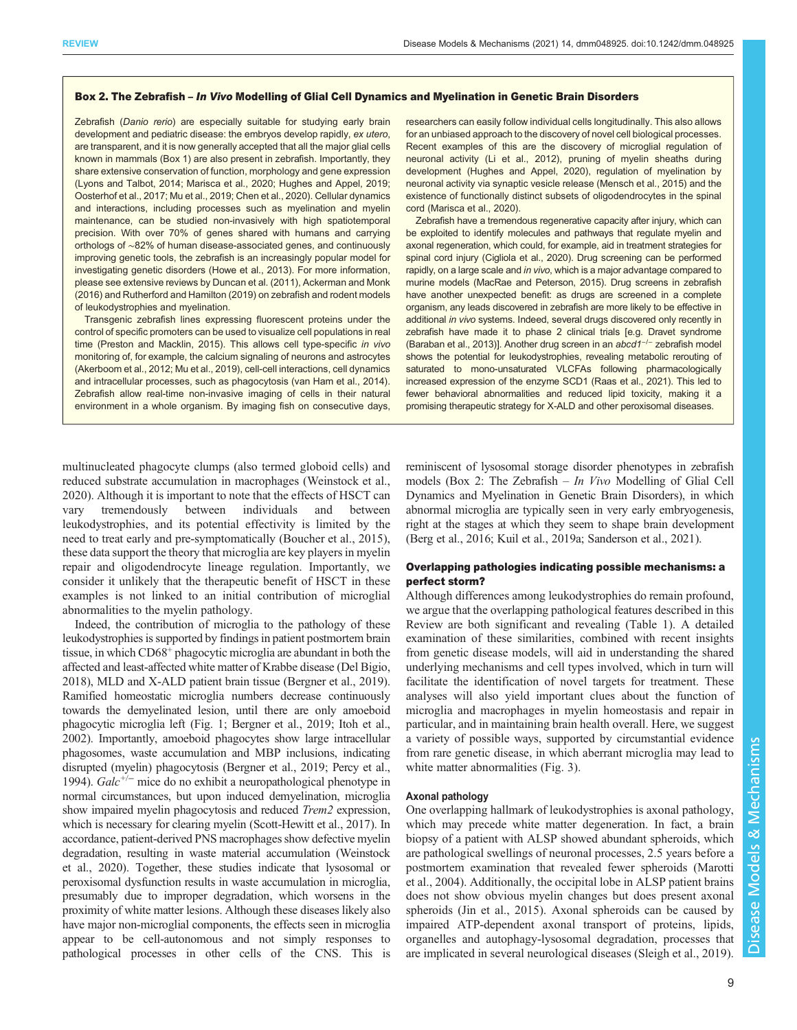## Box 2. The Zebrafish – *In Vivo* Modelling of Glial Cell Dynamics and Myelination in Genetic Brain Disorders

Zebrafish (*Danio rerio*) are especially suitable for studying early brain development and pediatric disease: the embryos develop rapidly, *ex utero*, are transparent, and it is now generally accepted that all the major glial cells known in mammals (Box 1) are also present in zebrafish. Importantly, they share extensive conservation of function, morphology and gene expression (Lyons and Talbot, 2014; Marisca et al., 2020; Hughes and Appel, 2019; Oosterhof et al., 2017; Mu et al., 2019; Chen et al., 2020). Cellular dynamics and interactions, including processes such as myelination and myelin maintenance, can be studied non-invasively with high spatiotemporal precision. With over 70% of genes shared with humans and carrying orthologs of ∼82% of human disease-associated genes, and continuously improving genetic tools, the zebrafish is an increasingly popular model for investigating genetic disorders (Howe et al., 2013). For more information, please see extensive reviews by Duncan et al. (2011), Ackerman and Monk (2016) and Rutherford and Hamilton (2019) on zebrafish and rodent models of leukodystrophies and myelination.

Transgenic zebrafish lines expressing fluorescent proteins under the control of specific promoters can be used to visualize cell populations in real time (Preston and Macklin, 2015). This allows cell type-specific *in vivo* monitoring of, for example, the calcium signaling of neurons and astrocytes (Akerboom et al., 2012; Mu et al., 2019), cell-cell interactions, cell dynamics and intracellular processes, such as phagocytosis (van Ham et al., 2014). Zebrafish allow real-time non-invasive imaging of cells in their natural environment in a whole organism. By imaging fish on consecutive days, researchers can easily follow individual cells longitudinally. This also allows for an unbiased approach to the discovery of novel cell biological processes. Recent examples of this are the discovery of microglial regulation of neuronal activity (Li et al., 2012), pruning of myelin sheaths during development (Hughes and Appel, 2020), regulation of myelination by neuronal activity via synaptic vesicle release (Mensch et al., 2015) and the existence of functionally distinct subsets of oligodendrocytes in the spinal cord (Marisca et al., 2020).

Zebrafish have a tremendous regenerative capacity after injury, which can be exploited to identify molecules and pathways that regulate myelin and axonal regeneration, which could, for example, aid in treatment strategies for spinal cord injury (Cigliola et al., 2020). Drug screening can be performed rapidly, on a large scale and *in vivo*, which is a major advantage compared to murine models (MacRae and Peterson, 2015). Drug screens in zebrafish have another unexpected benefit: as drugs are screened in a complete organism, any leads discovered in zebrafish are more likely to be effective in additional *in vivo* systems. Indeed, several drugs discovered only recently in zebrafish have made it to phase 2 clinical trials [e.g. Dravet syndrome (Baraban et al., 2013)]. Another drug screen in an *abcd1*$^{-/-}$ zebrafish model shows the potential for leukodystrophies, revealing metabolic rerouting of saturated to mono-unsaturated VLCFAs following pharmacologically increased expression of the enzyme SCD1 (Raas et al., 2021). This led to fewer behavioral abnormalities and reduced lipid toxicity, making it a promising therapeutic strategy for X-ALD and other peroxisomal diseases.

---

multinucleated phagocyte clumps (also termed globoid cells) and reduced substrate accumulation in macrophages (Weinstock et al., 2020). Although it is important to note that the effects of HSCT can vary tremendously between individuals and between leukodystrophies, and its potential effectivity is limited by the need to treat early and pre-symptomatically (Boucher et al., 2015), these data support the theory that microglia are key players in myelin repair and oligodendrocyte lineage regulation. Importantly, we consider it unlikely that the therapeutic benefit of HSCT in these examples is not linked to an initial contribution of microglial abnormalities to the myelin pathology.

Indeed, the contribution of microglia to the pathology of these leukodystrophies is supported by findings in patient postmortem brain tissue, in which CD68$^{+}$ phagocytic microglia are abundant in both the affected and least-affected white matter of Krabbe disease (Del Bigio, 2018), MLD and X-ALD patient brain tissue (Bergner et al., 2019). Ramified homeostatic microglia numbers decrease continuously towards the demyelinated lesion, until there are only amoeboid phagocytic microglia left (Fig. 1; Bergner et al., 2019; Itoh et al., 2002). Importantly, amoeboid phagocytes show large intracellular phagosomes, waste accumulation and MBP inclusions, indicating disrupted (myelin) phagocytosis (Bergner et al., 2019; Percy et al., 1994). *Galc*$^{+/-}$ mice do no exhibit a neuropathological phenotype in normal circumstances, but upon induced demyelination, microglia show impaired myelin phagocytosis and reduced *Trem2* expression, which is necessary for clearing myelin (Scott-Hewitt et al., 2017). In accordance, patient-derived PNS macrophages show defective myelin degradation, resulting in waste material accumulation (Weinstock et al., 2020). Together, these studies indicate that lysosomal or peroxisomal dysfunction results in waste accumulation in microglia, presumably due to improper degradation, which worsens in the proximity of white matter lesions. Although these diseases likely also have major non-microglial components, the effects seen in microglia appear to be cell-autonomous and not simply responses to pathological processes in other cells of the CNS. This is reminiscent of lysosomal storage disorder phenotypes in zebrafish models (Box 2: The Zebrafish – *In Vivo* Modelling of Glial Cell Dynamics and Myelination in Genetic Brain Disorders), in which abnormal microglia are typically seen in very early embryogenesis, right at the stages at which they seem to shape brain development (Berg et al., 2016; Kuil et al., 2019a; Sanderson et al., 2021).

## Overlapping pathologies indicating possible mechanisms: a perfect storm?

Although differences among leukodystrophies do remain profound, we argue that the overlapping pathological features described in this Review are both significant and revealing (Table 1). A detailed examination of these similarities, combined with recent insights from genetic disease models, will aid in understanding the shared underlying mechanisms and cell types involved, which in turn will facilitate the identification of novel targets for treatment. These analyses will also yield important clues about the function of microglia and macrophages in myelin homeostasis and repair in particular, and in maintaining brain health overall. Here, we suggest a variety of possible ways, supported by circumstantial evidence from rare genetic disease, in which aberrant microglia may lead to white matter abnormalities (Fig. 3).

### Axonal pathology

One overlapping hallmark of leukodystrophies is axonal pathology, which may precede white matter degeneration. In fact, a brain biopsy of a patient with ALSP showed abundant spheroids, which are pathological swellings of neuronal processes, 2.5 years before a postmortem examination that revealed fewer spheroids (Marotti et al., 2004). Additionally, the occipital lobe in ALSP patient brains does not show obvious myelin changes but does present axonal spheroids (Jin et al., 2015). Axonal spheroids can be caused by impaired ATP-dependent axonal transport of proteins, lipids, organelles and autophagy-lysosomal degradation, processes that are implicated in several neurological diseases (Sleigh et al., 2019).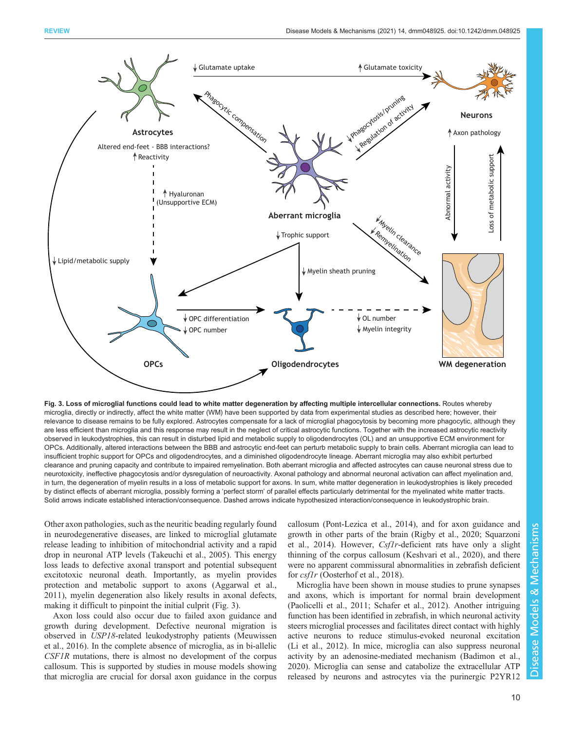**Fig. 3. Loss of microglial functions could lead to white matter degeneration by affecting multiple intercellular connections.** Routes whereby microglia, directly or indirectly, affect the white matter (WM) have been supported by data from experimental studies as described here; however, their relevance to disease remains to be fully explored. Astrocytes compensate for a lack of microglial phagocytosis by becoming more phagocytic, although they are less efficient than microglia and this response may result in the neglect of critical astrocytic functions. Together with the increased astrocytic reactivity observed in leukodystrophies, this can result in disturbed lipid and metabolic supply to oligodendrocytes (OL) and an unsupportive ECM environment for OPCs. Additionally, altered interactions between the BBB and astrocytic end-feet can perturb metabolic supply to brain cells. Aberrant microglia can lead to insufficient trophic support for OPCs and oligodendrocytes, and a diminished oligodendrocyte lineage. Aberrant microglia may also exhibit perturbed clearance and pruning capacity and contribute to impaired remyelination. Both aberrant microglia and affected astrocytes can cause neuronal stress due to neurotoxicity, ineffective phagocytosis and/or dysregulation of neuroactivity. Axonal pathology and abnormal neuronal activation can affect myelination and, in turn, the degeneration of myelin results in a loss of metabolic support for axons. In sum, white matter degeneration in leukodystrophies is likely preceded by distinct effects of aberrant microglia, possibly forming a 'perfect storm' of parallel effects particularly detrimental for the myelinated white matter tracts. Solid arrows indicate established interaction/consequence. Dashed arrows indicate hypothesized interaction/consequence in leukodystrophic brain.

Other axon pathologies, such as the neuritic beading regularly found in neurodegenerative diseases, are linked to microglial glutamate release leading to inhibition of mitochondrial activity and a rapid drop in neuronal ATP levels (Takeuchi et al., 2005). This energy loss leads to defective axonal transport and potential subsequent excitotoxic neuronal death. Importantly, as myelin provides protection and metabolic support to axons (Aggarwal et al., 2011), myelin degeneration also likely results in axonal defects, making it difficult to pinpoint the initial culprit (Fig. 3).

Axon loss could also occur due to failed axon guidance and growth during development. Defective neuronal migration is observed in *USP18*-related leukodystrophy patients (Meuwissen et al., 2016). In the complete absence of microglia, as in bi-allelic *CSF1R* mutations, there is almost no development of the corpus callosum. This is supported by studies in mouse models showing that microglia are crucial for dorsal axon guidance in the corpus callosum (Pont-Lezica et al., 2014), and for axon guidance and growth in other parts of the brain (Rigby et al., 2020; Squarzoni et al., 2014). However, *Csf1r*-deficient rats have only a slight thinning of the corpus callosum (Keshvari et al., 2020), and there were no apparent commissural abnormalities in zebrafish deficient for *csf1r* (Oosterhof et al., 2018).

Microglia have been shown in mouse studies to prune synapses and axons, which is important for normal brain development (Paolicelli et al., 2011; Schafer et al., 2012). Another intriguing function has been identified in zebrafish, in which neuronal activity steers microglial processes and facilitates direct contact with highly active neurons to reduce stimulus-evoked neuronal excitation (Li et al., 2012). In mice, microglia can also suppress neuronal activity by an adenosine-mediated mechanism (Badimon et al., 2020). Microglia can sense and catabolize the extracellular ATP released by neurons and astrocytes via the purinergic P2YR12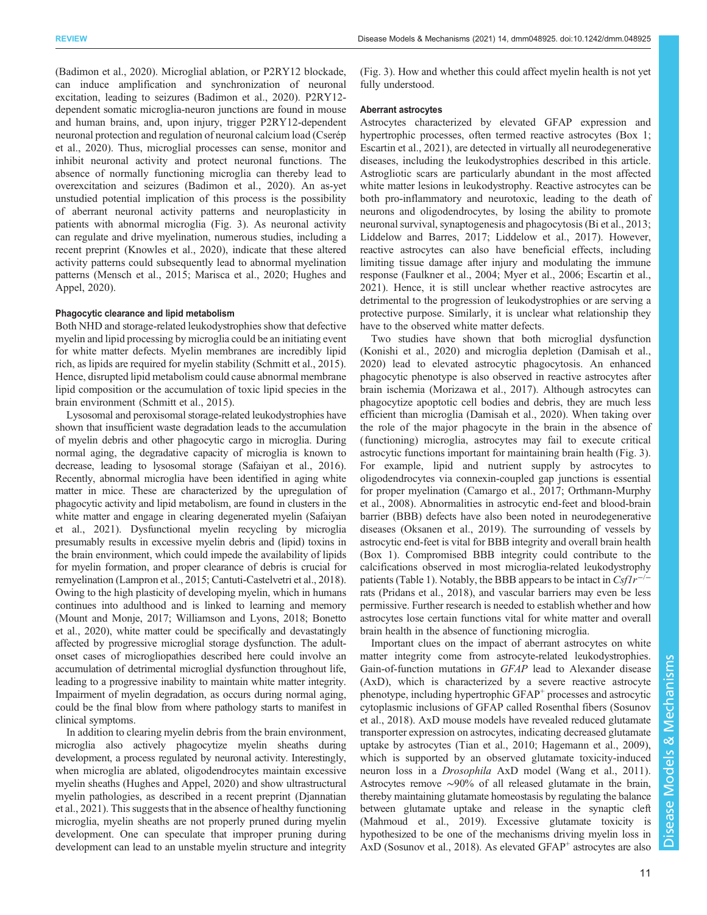(Badimon et al., 2020). Microglial ablation, or P2RY12 blockade, can induce amplification and synchronization of neuronal excitation, leading to seizures (Badimon et al., 2020). P2RY12-dependent somatic microglia-neuron junctions are found in mouse and human brains, and, upon injury, trigger P2RY12-dependent neuronal protection and regulation of neuronal calcium load (Cserép et al., 2020). Thus, microglial processes can sense, monitor and inhibit neuronal activity and protect neuronal functions. The absence of normally functioning microglia can thereby lead to overexcitation and seizures (Badimon et al., 2020). An as-yet unstudied potential implication of this process is the possibility of aberrant neuronal activity patterns and neuroplasticity in patients with abnormal microglia (Fig. 3). As neuronal activity can regulate and drive myelination, numerous studies, including a recent preprint (Knowles et al., 2020), indicate that these altered activity patterns could subsequently lead to abnormal myelination patterns (Mensch et al., 2015; Marisca et al., 2020; Hughes and Appel, 2020).

#### Phagocytic clearance and lipid metabolism

Both NHD and storage-related leukodystrophies show that defective myelin and lipid processing by microglia could be an initiating event for white matter defects. Myelin membranes are incredibly lipid rich, as lipids are required for myelin stability (Schmitt et al., 2015). Hence, disrupted lipid metabolism could cause abnormal membrane lipid composition or the accumulation of toxic lipid species in the brain environment (Schmitt et al., 2015).

Lysosomal and peroxisomal storage-related leukodystrophies have shown that insufficient waste degradation leads to the accumulation of myelin debris and other phagocytic cargo in microglia. During normal aging, the degradative capacity of microglia is known to decrease, leading to lysosomal storage (Safaiyan et al., 2016). Recently, abnormal microglia have been identified in aging white matter in mice. These are characterized by the upregulation of phagocytic activity and lipid metabolism, are found in clusters in the white matter and engage in clearing degenerated myelin (Safaiyan et al., 2021). Dysfunctional myelin recycling by microglia presumably results in excessive myelin debris and (lipid) toxins in the brain environment, which could impede the availability of lipids for myelin formation, and proper clearance of debris is crucial for remyelination (Lampron et al., 2015; Cantuti-Castelvetri et al., 2018). Owing to the high plasticity of developing myelin, which in humans continues into adulthood and is linked to learning and memory (Mount and Monje, 2017; Williamson and Lyons, 2018; Bonetto et al., 2020), white matter could be specifically and devastatingly affected by progressive microglial storage dysfunction. The adult-onset cases of microgliopathies described here could involve an accumulation of detrimental microglial dysfunction throughout life, leading to a progressive inability to maintain white matter integrity. Impairment of myelin degradation, as occurs during normal aging, could be the final blow from where pathology starts to manifest in clinical symptoms.

In addition to clearing myelin debris from the brain environment, microglia also actively phagocytize myelin sheaths during development, a process regulated by neuronal activity. Interestingly, when microglia are ablated, oligodendrocytes maintain excessive myelin sheaths (Hughes and Appel, 2020) and show ultrastructural myelin pathologies, as described in a recent preprint (Djannatian et al., 2021). This suggests that in the absence of healthy functioning microglia, myelin sheaths are not properly pruned during myelin development. One can speculate that improper pruning during development can lead to an unstable myelin structure and integrity (Fig. 3). How and whether this could affect myelin health is not yet fully understood.

#### Aberrant astrocytes

Astrocytes characterized by elevated GFAP expression and hypertrophic processes, often termed reactive astrocytes (Box 1; Escartin et al., 2021), are detected in virtually all neurodegenerative diseases, including the leukodystrophies described in this article. Astrogliotic scars are particularly abundant in the most affected white matter lesions in leukodystrophy. Reactive astrocytes can be both pro-inflammatory and neurotoxic, leading to the death of neurons and oligodendrocytes, by losing the ability to promote neuronal survival, synaptogenesis and phagocytosis (Bi et al., 2013; Liddelow and Barres, 2017; Liddelow et al., 2017). However, reactive astrocytes can also have beneficial effects, including limiting tissue damage after injury and modulating the immune response (Faulkner et al., 2004; Myer et al., 2006; Escartin et al., 2021). Hence, it is still unclear whether reactive astrocytes are detrimental to the progression of leukodystrophies or are serving a protective purpose. Similarly, it is unclear what relationship they have to the observed white matter defects.

Two studies have shown that both microglial dysfunction (Konishi et al., 2020) and microglia depletion (Damisah et al., 2020) lead to elevated astrocytic phagocytosis. An enhanced phagocytic phenotype is also observed in reactive astrocytes after brain ischemia (Morizawa et al., 2017). Although astrocytes can phagocytize apoptotic cell bodies and debris, they are much less efficient than microglia (Damisah et al., 2020). When taking over the role of the major phagocyte in the brain in the absence of (functioning) microglia, astrocytes may fail to execute critical astrocytic functions important for maintaining brain health (Fig. 3). For example, lipid and nutrient supply by astrocytes to oligodendrocytes via connexin-coupled gap junctions is essential for proper myelination (Camargo et al., 2017; Orthmann-Murphy et al., 2008). Abnormalities in astrocytic end-feet and blood-brain barrier (BBB) defects have also been noted in neurodegenerative diseases (Oksanen et al., 2019). The surrounding of vessels by astrocytic end-feet is vital for BBB integrity and overall brain health (Box 1). Compromised BBB integrity could contribute to the calcifications observed in most microglia-related leukodystrophy patients (Table 1). Notably, the BBB appears to be intact in *Csf1r*$^{-/-}$ rats (Pridans et al., 2018), and vascular barriers may even be less permissive. Further research is needed to establish whether and how astrocytes lose certain functions vital for white matter and overall brain health in the absence of functioning microglia.

Important clues on the impact of aberrant astrocytes on white matter integrity come from astrocyte-related leukodystrophies. Gain-of-function mutations in *GFAP* lead to Alexander disease (AxD), which is characterized by a severe reactive astrocyte phenotype, including hypertrophic GFAP$^+$ processes and astrocytic cytoplasmic inclusions of GFAP called Rosenthal fibers (Sosunov et al., 2018). AxD mouse models have revealed reduced glutamate transporter expression on astrocytes, indicating decreased glutamate uptake by astrocytes (Tian et al., 2010; Hagemann et al., 2009), which is supported by an observed glutamate toxicity-induced neuron loss in a *Drosophila* AxD model (Wang et al., 2011). Astrocytes remove ∼90% of all released glutamate in the brain, thereby maintaining glutamate homeostasis by regulating the balance between glutamate uptake and release in the synaptic cleft (Mahmoud et al., 2019). Excessive glutamate toxicity is hypothesized to be one of the mechanisms driving myelin loss in AxD (Sosunov et al., 2018). As elevated GFAP$^+$ astrocytes are also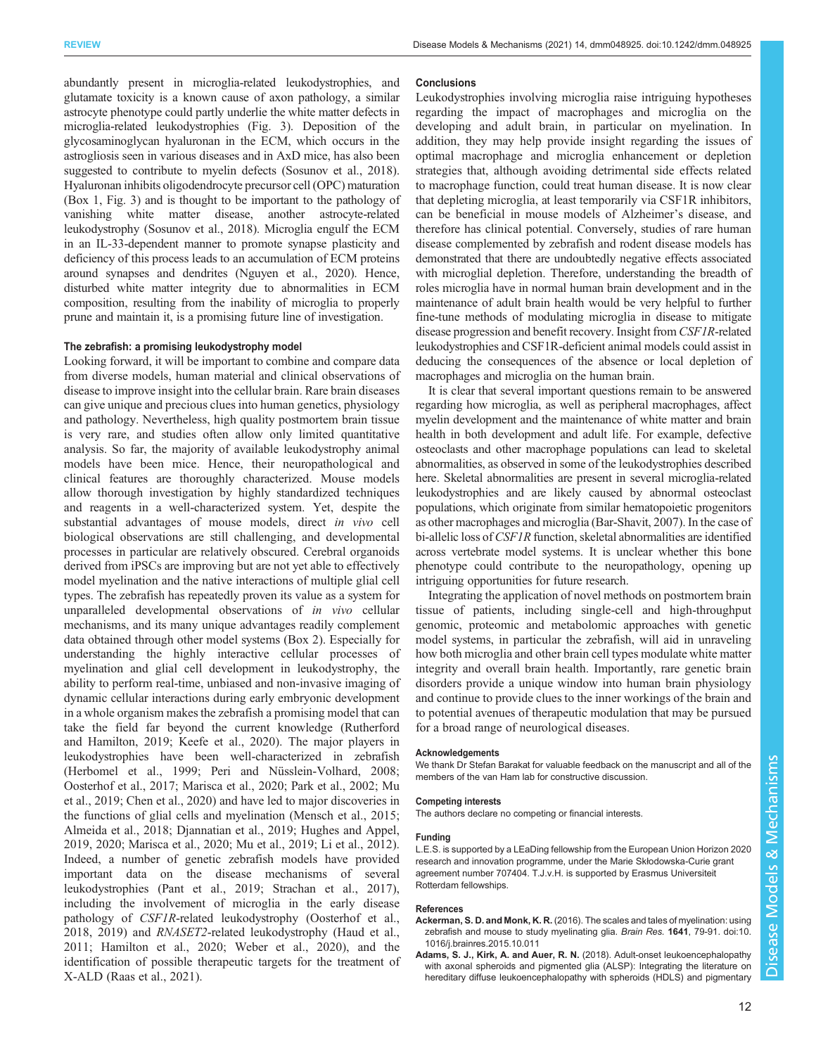abundantly present in microglia-related leukodystrophies, and glutamate toxicity is a known cause of axon pathology, a similar astrocyte phenotype could partly underlie the white matter defects in microglia-related leukodystrophies (Fig. 3). Deposition of the glycosaminoglycan hyaluronan in the ECM, which occurs in the astrogliosis seen in various diseases and in AxD mice, has also been suggested to contribute to myelin defects (Sosunov et al., 2018). Hyaluronan inhibits oligodendrocyte precursor cell (OPC) maturation (Box 1, Fig. 3) and is thought to be important to the pathology of vanishing white matter disease, another astrocyte-related leukodystrophy (Sosunov et al., 2018). Microglia engulf the ECM in an IL-33-dependent manner to promote synapse plasticity and deficiency of this process leads to an accumulation of ECM proteins around synapses and dendrites (Nguyen et al., 2020). Hence, disturbed white matter integrity due to abnormalities in ECM composition, resulting from the inability of microglia to properly prune and maintain it, is a promising future line of investigation.

### The zebrafish: a promising leukodystrophy model

Looking forward, it will be important to combine and compare data from diverse models, human material and clinical observations of disease to improve insight into the cellular brain. Rare brain diseases can give unique and precious clues into human genetics, physiology and pathology. Nevertheless, high quality postmortem brain tissue is very rare, and studies often allow only limited quantitative analysis. So far, the majority of available leukodystrophy animal models have been mice. Hence, their neuropathological and clinical features are thoroughly characterized. Mouse models allow thorough investigation by highly standardized techniques and reagents in a well-characterized system. Yet, despite the substantial advantages of mouse models, direct *in vivo* cell biological observations are still challenging, and developmental processes in particular are relatively obscured. Cerebral organoids derived from iPSCs are improving but are not yet able to effectively model myelination and the native interactions of multiple glial cell types. The zebrafish has repeatedly proven its value as a system for unparalleled developmental observations of *in vivo* cellular mechanisms, and its many unique advantages readily complement data obtained through other model systems (Box 2). Especially for understanding the highly interactive cellular processes of myelination and glial cell development in leukodystrophy, the ability to perform real-time, unbiased and non-invasive imaging of dynamic cellular interactions during early embryonic development in a whole organism makes the zebrafish a promising model that can take the field far beyond the current knowledge (Rutherford and Hamilton, 2019; Keefe et al., 2020). The major players in leukodystrophies have been well-characterized in zebrafish (Herbomel et al., 1999; Peri and Nüsslein-Volhard, 2008; Oosterhof et al., 2017; Marisca et al., 2020; Park et al., 2002; Mu et al., 2019; Chen et al., 2020) and have led to major discoveries in the functions of glial cells and myelination (Mensch et al., 2015; Almeida et al., 2018; Djannatian et al., 2019; Hughes and Appel, 2019, 2020; Marisca et al., 2020; Mu et al., 2019; Li et al., 2012). Indeed, a number of genetic zebrafish models have provided important data on the disease mechanisms of several leukodystrophies (Pant et al., 2019; Strachan et al., 2017), including the involvement of microglia in the early disease pathology of *CSF1R*-related leukodystrophy (Oosterhof et al., 2018, 2019) and *RNASET2*-related leukodystrophy (Haud et al., 2011; Hamilton et al., 2020; Weber et al., 2020), and the identification of possible therapeutic targets for the treatment of X-ALD (Raas et al., 2021).

### Conclusions

Leukodystrophies involving microglia raise intriguing hypotheses regarding the impact of macrophages and microglia on the developing and adult brain, in particular on myelination. In addition, they may help provide insight regarding the issues of optimal macrophage and microglia enhancement or depletion strategies that, although avoiding detrimental side effects related to macrophage function, could treat human disease. It is now clear that depleting microglia, at least temporarily via CSF1R inhibitors, can be beneficial in mouse models of Alzheimer's disease, and therefore has clinical potential. Conversely, studies of rare human disease complemented by zebrafish and rodent disease models has demonstrated that there are undoubtedly negative effects associated with microglial depletion. Therefore, understanding the breadth of roles microglia have in normal human brain development and in the maintenance of adult brain health would be very helpful to further fine-tune methods of modulating microglia in disease to mitigate disease progression and benefit recovery. Insight from *CSF1R*-related leukodystrophies and CSF1R-deficient animal models could assist in deducing the consequences of the absence or local depletion of macrophages and microglia on the human brain.

It is clear that several important questions remain to be answered regarding how microglia, as well as peripheral macrophages, affect myelin development and the maintenance of white matter and brain health in both development and adult life. For example, defective osteoclasts and other macrophage populations can lead to skeletal abnormalities, as observed in some of the leukodystrophies described here. Skeletal abnormalities are present in several microglia-related leukodystrophies and are likely caused by abnormal osteoclast populations, which originate from similar hematopoietic progenitors as other macrophages and microglia (Bar-Shavit, 2007). In the case of bi-allelic loss of *CSF1R* function, skeletal abnormalities are identified across vertebrate model systems. It is unclear whether this bone phenotype could contribute to the neuropathology, opening up intriguing opportunities for future research.

Integrating the application of novel methods on postmortem brain tissue of patients, including single-cell and high-throughput genomic, proteomic and metabolomic approaches with genetic model systems, in particular the zebrafish, will aid in unraveling how both microglia and other brain cell types modulate white matter integrity and overall brain health. Importantly, rare genetic brain disorders provide a unique window into human brain physiology and continue to provide clues to the inner workings of the brain and to potential avenues of therapeutic modulation that may be pursued for a broad range of neurological diseases.

#### Acknowledgements

We thank Dr Stefan Barakat for valuable feedback on the manuscript and all of the members of the van Ham lab for constructive discussion.

#### Competing interests

The authors declare no competing or financial interests.

#### Funding

L.E.S. is supported by a LEaDing fellowship from the European Union Horizon 2020 research and innovation programme, under the Marie Skłodowska-Curie grant agreement number 707404. T.J.v.H. is supported by Erasmus Universiteit Rotterdam fellowships.

#### References

**Ackerman, S. D. and Monk, K. R.** (2016). The scales and tales of myelination: using zebrafish and mouse to study myelinating glia. *Brain Res.* **1641**, 79-91. doi:10.1016/j.brainres.2015.10.011

**Adams, S. J., Kirk, A. and Auer, R. N.** (2018). Adult-onset leukoencephalopathy with axonal spheroids and pigmented glia (ALSP): Integrating the literature on hereditary diffuse leukoencephalopathy with spheroids (HDLS) and pigmentary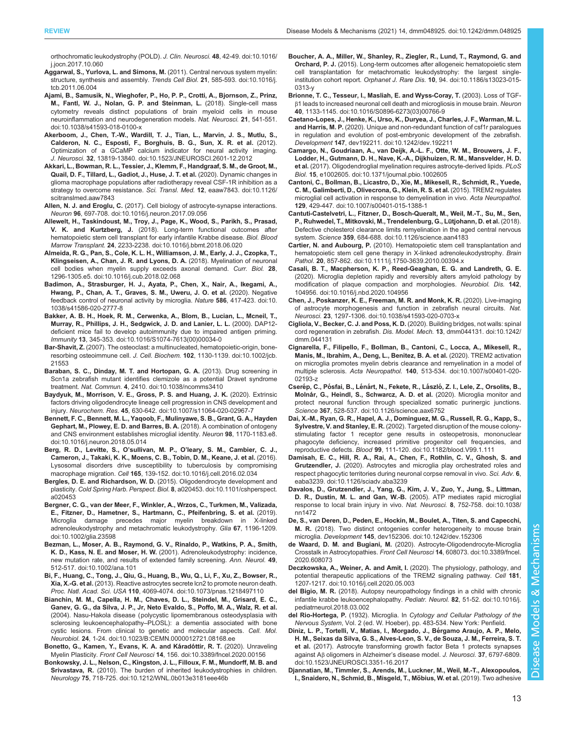orthochromatic leukodystrophy (POLD). *J. Clin. Neurosci.* **48**, 42-49. doi:10.1016/j.jocn.2017.10.060

**Aggarwal, S., Yurlova, L. and Simons, M.** (2011). Central nervous system myelin: structure, synthesis and assembly. *Trends Cell Biol.* **21**, 585-593. doi:10.1016/j.tcb.2011.06.004

**Ajami, B., Samusik, N., Wieghofer, P., Ho, P. P., Crotti, A., Bjornson, Z., Prinz, M., Fantl, W. J., Nolan, G. P. and Steinman, L.** (2018). Single-cell mass cytometry reveals distinct populations of brain myeloid cells in mouse neuroinflammation and neurodegeneration models. *Nat. Neurosci.* **21**, 541-551. doi:10.1038/s41593-018-0100-x

**Akerboom, J., Chen, T.-W., Wardill, T. J., Tian, L., Marvin, J. S., Mutlu, S., Calderon, N. C., Esposti, F., Borghuis, B. G., Sun, X. R. et al.** (2012). Optimization of a GCaMP calcium indicator for neural activity imaging. *J. Neurosci.* **32**, 13819-13840. doi:10.1523/JNEUROSCI.2601-12.2012

**Akkari, L., Bowman, R. L., Tessier, J., Klemm, F., Handgraaf, S. M., de Groot, M., Quail, D. F., Tillard, L., Gadiot, J., Huse, J. T. et al.** (2020). Dynamic changes in glioma macrophage populations after radiotherapy reveal CSF-1R inhibition as a strategy to overcome resistance. *Sci. Transl. Med.* **12**, eaaw7843. doi:10.1126/scitranslmed.aaw7843

**Allen, N. J. and Eroglu, C.** (2017). Cell biology of astrocyte-synapse interactions. *Neuron* **96**, 697-708. doi:10.1016/j.neuron.2017.09.056

**Allewelt, H., Taskindoust, M., Troy, J., Page, K., Wood, S., Parikh, S., Prasad, V. K. and Kurtzberg, J.** (2018). Long-term functional outcomes after hematopoietic stem cell transplant for early infantile Krabbe disease. *Biol. Blood Marrow Transplant.* **24**, 2233-2238. doi:10.1016/j.bbmt.2018.06.020

**Almeida, R. G., Pan, S., Cole, K. L. H., Williamson, J. M., Early, J. J., Czopka, T., Klingseisen, A., Chan, J. R. and Lyons, D. A.** (2018). Myelination of neuronal cell bodies when myelin supply exceeds axonal demand. *Curr. Biol.* **28**, 1296-1305.e5. doi:10.1016/j.cub.2018.02.068

**Badimon, A., Strasburger, H. J., Ayata, P., Chen, X., Nair, A., Ikegami, A., Hwang, P., Chan, A. T., Graves, S. M., Uweru, J. O. et al.** (2020). Negative feedback control of neuronal activity by microglia. *Nature* **586**, 417-423. doi:10.1038/s41586-020-2777-8

**Bakker, A. B. H., Hoek, R. M., Cerwenka, A., Blom, B., Lucian, L., Mcneil, T., Murray, R., Phillips, J. H., Sedgwick, J. D. and Lanier, L. L.** (2000). DAP12-deficient mice fail to develop autoimmunity due to impaired antigen priming. *Immunity* **13**, 345-353. doi:10.1016/S1074-7613(00)00034-0

**Bar-Shavit, Z.** (2007). The osteoclast: a multinucleated, hematopoietic-origin, bone-resorbing osteoimmune cell. *J. Cell. Biochem.* **102**, 1130-1139. doi:10.1002/jcb.21553

**Baraban, S. C., Dinday, M. T. and Hortopan, G. A.** (2013). Drug screening in Scn1a zebrafish mutant identifies clemizole as a potential Dravet syndrome treatment. *Nat. Commun.* **4**, 2410. doi:10.1038/ncomms3410

**Baydyuk, M., Morrison, V. E., Gross, P. S. and Huang, J. K.** (2020). Extrinsic factors driving oligodendrocyte lineage cell progression in CNS development and injury. *Neurochem. Res.* **45**, 630-642. doi:10.1007/s11064-020-02967-7

**Bennett, F. C., Bennett, M. L., Yaqoob, F., Mulinyawe, S. B., Grant, G. A., Hayden Gephart, M., Plowey, E. D. and Barres, B. A.** (2018). A combination of ontogeny and CNS environment establishes microglial identity. *Neuron* **98**, 1170-1183.e8. doi:10.1016/j.neuron.2018.05.014

**Berg, R. D., Levitte, S., O'sullivan, M. P., O'leary, S. M., Cambier, C. J., Cameron, J., Takaki, K. K., Moens, C. B., Tobin, D. M., Keane, J. et al.** (2016). Lysosomal disorders drive susceptibility to tuberculosis by compromising macrophage migration. *Cell* **165**, 139-152. doi:10.1016/j.cell.2016.02.034

**Bergles, D. E. and Richardson, W. D.** (2015). Oligodendrocyte development and plasticity. *Cold Spring Harb. Perspect. Biol.* **8**, a020453. doi:10.1101/cshperspect.a020453

**Bergner, C. G., van der Meer, F., Winkler, A., Wrzos, C., Turkmen, M., Valizada, E., Fitzner, D., Hametner, S., Hartmann, C., Pfeifenbring, S. et al.** (2019). Microglia damage precedes major myelin breakdown in X-linked adrenoleukodystrophy and metachromatic leukodystrophy. *Glia* **67**, 1196-1209. doi:10.1002/glia.23598

**Bezman, L., Moser, A. B., Raymond, G. V., Rinaldo, P., Watkins, P. A., Smith, K. D., Kass, N. E. and Moser, H. W.** (2001). Adrenoleukodystrophy: incidence, new mutation rate, and results of extended family screening. *Ann. Neurol.* **49**, 512-517. doi:10.1002/ana.101

**Bi, F., Huang, C., Tong, J., Qiu, G., Huang, B., Wu, Q., Li, F., Xu, Z., Bowser, R., Xia, X.-G. et al.** (2013). Reactive astrocytes secrete lcn2 to promote neuron death. *Proc. Natl. Acad. Sci. USA* **110**, 4069-4074. doi:10.1073/pnas.1218497110

**Bianchin, M. M., Capella, H. M., Chaves, D. L., Steindel, M., Grisard, E. C., Ganev, G. G., da Silva, J. P., Jr, Neto Evaldo, S., Poffo, M. A., Walz, R. et al.** (2004). Nasu-Hakola disease (polycystic lipomembranous osteodysplasia with sclerosing leukoencephalopathy–PLOSL): a dementia associated with bone cystic lesions. From clinical to genetic and molecular aspects. *Cell. Mol. Neurobiol.* **24**, 1-24. doi:10.1023/B:CEMN.0000012721.08168.ee

**Bonetto, G., Kamen, Y., Evans, K. A. and Káradóttir, R. T.** (2020). Unraveling Myelin Plasticity. *Front Cell Neurosci* **14**, 156. doi:10.3389/fncel.2020.00156

**Bonkowsky, J. L., Nelson, C., Kingston, J. L., Filloux, F. M., Mundorff, M. B. and Srivastava, R.** (2010). The burden of inherited leukodystrophies in children. *Neurology* **75**, 718-725. doi:10.1212/WNL.0b013e3181eee46b

**Boucher, A. A., Miller, W., Shanley, R., Ziegler, R., Lund, T., Raymond, G. and Orchard, P. J.** (2015). Long-term outcomes after allogeneic hematopoietic stem cell transplantation for metachromatic leukodystrophy: the largest single-institution cohort report. *Orphanet J. Rare Dis.* **10**, 94. doi:10.1186/s13023-015-0313-y

**Brionne, T. C., Tesseur, I., Masliah, E. and Wyss-Coray, T.** (2003). Loss of TGF-β1 leads to increased neuronal cell death and microgliosis in mouse brain. *Neuron* **40**, 1133-1145. doi:10.1016/S0896-6273(03)00766-9

**Caetano-Lopes, J., Henke, K., Urso, K., Duryea, J., Charles, J. F., Warman, M. L. and Harris, M. P.** (2020). Unique and non-redundant function of csf1r paralogues in regulation and evolution of post-embryonic development of the zebrafish. *Development* **147**, dev192211. doi:10.1242/dev.192211

**Camargo, N., Goudriaan, A., van Deijk, A.-L. F., Otte, W. M., Brouwers, J. F., Lodder, H., Gutmann, D. H., Nave, K.-A., Dijkhuizen, R. M., Mansvelder, H. D. et al.** (2017). Oligodendroglial myelination requires astrocyte-derived lipids. *PLoS Biol.* **15**, e1002605. doi:10.1371/journal.pbio.1002605

**Cantoni, C., Bollman, B., Licastro, D., Xie, M., Mikesell, R., Schmidt, R., Yuede, C. M., Galimberti, D., Olivecrona, G., Klein, R. S. et al.** (2015). TREM2 regulates microglial cell activation in response to demyelination in vivo. *Acta Neuropathol.* **129**, 429-447. doi:10.1007/s00401-015-1388-1

**Cantuti-Castelvetri, L., Fitzner, D., Bosch-Queralt, M., Weil, M.-T., Su, M., Sen, P., Ruhwedel, T., Mitkovski, M., Trendelenburg, G., Lütjohann, D. et al.** (2018). Defective cholesterol clearance limits remyelination in the aged central nervous system. *Science* **359**, 684-688. doi:10.1126/science.aan4183

**Cartier, N. and Aubourg, P.** (2010). Hematopoietic stem cell transplantation and hematopoietic stem cell gene therapy in X-linked adrenoleukodystrophy. *Brain Pathol.* **20**, 857-862. doi:10.1111/j.1750-3639.2010.00394.x

**Casali, B. T., Macpherson, K. P., Reed-Geaghan, E. G. and Landreth, G. E.** (2020). Microglia depletion rapidly and reversibly alters amyloid pathology by modification of plaque compaction and morphologies. *Neurobiol. Dis.* **142**, 104956. doi:10.1016/j.nbd.2020.104956

**Chen, J., Poskanzer, K. E., Freeman, M. R. and Monk, K. R.** (2020). Live-imaging of astrocyte morphogenesis and function in zebrafish neural circuits. *Nat. Neurosci.* **23**, 1297-1306. doi:10.1038/s41593-020-0703-x

**Cigliola, V., Becker, C. J. and Poss, K. D.** (2020). Building bridges, not walls: spinal cord regeneration in zebrafish. *Dis. Model. Mech.* **13**, dmm044131. doi:10.1242/dmm.044131

**Cignarella, F., Filipello, F., Bollman, B., Cantoni, C., Locca, A., Mikesell, R., Manis, M., Ibrahim, A., Deng, L., Benitez, B. A. et al.** (2020). TREM2 activation on microglia promotes myelin debris clearance and remyelination in a model of multiple sclerosis. *Acta Neuropathol.* **140**, 513-534. doi:10.1007/s00401-020-02193-z

**Cserép, C., Pósfai, B., Lénárt, N., Fekete, R., László, Z. I., Lele, Z., Orsolits, B., Molnár, G., Heindl, S., Schwarcz, A. D. et al.** (2020). Microglia monitor and protect neuronal function through specialized somatic purinergic junctions. *Science* **367**, 528-537. doi:10.1126/science.aax6752

**Dai, X.-M., Ryan, G. R., Hapel, A. J., Dominguez, M. G., Russell, R. G., Kapp, S., Sylvestre, V. and Stanley, E. R.** (2002). Targeted disruption of the mouse colony-stimulating factor 1 receptor gene results in osteopetrosis, mononuclear phagocyte deficiency, increased primitive progenitor cell frequencies, and reproductive defects. *Blood* **99**, 111-120. doi:10.1182/blood.V99.1.111

**Damisah, E. C., Hill, R. A., Rai, A., Chen, F., Rothlin, C. V., Ghosh, S. and Grutzendler, J.** (2020). Astrocytes and microglia play orchestrated roles and respect phagocytic territories during neuronal corpse removal in vivo. *Sci. Adv.* **6**, eaba3239. doi:10.1126/sciadv.aba3239

**Davalos, D., Grutzendler, J., Yang, G., Kim, J. V., Zuo, Y., Jung, S., Littman, D. R., Dustin, M. L. and Gan, W.-B.** (2005). ATP mediates rapid microglial response to local brain injury in vivo. *Nat. Neurosci.* **8**, 752-758. doi:10.1038/nn1472

**De, S., van Deren, D., Peden, E., Hockin, M., Boulet, A., Titen, S. and Capecchi, M. R.** (2018). Two distinct ontogenies confer heterogeneity to mouse brain microglia. *Development* **145**, dev152306. doi:10.1242/dev.152306

**de Waard, D. M. and Bugiani, M.** (2020). Astrocyte-Oligodendrocyte-Microglia Crosstalk in Astrocytopathies. *Front Cell Neurosci* **14**, 608073. doi:10.3389/fncel.2020.608073

**Deczkowska, A., Weiner, A. and Amit, I.** (2020). The physiology, pathology, and potential therapeutic applications of the TREM2 signaling pathway. *Cell* **181**, 1207-1217. doi:10.1016/j.cell.2020.05.003

**del Bigio, M. R.** (2018). Autopsy neuropathology findings in a child with chronic infantile krabbe leukoencephalopathy. *Pediatr. Neurol.* **82**, 51-52. doi:10.1016/j.pediatrneurol.2018.03.002

**del Rio-Hortega, P.** (1932). Microglia. In *Cytology and Cellular Pathology of the Nervous System*, Vol. 2 (ed. W. Hoeber), pp. 483-534. New York: Penfield.

**Diniz, L. P., Tortelli, V., Matias, I., Morgado, J., Bérgamo Araujo, A. P., Melo, H. M., Seixas da Silva, G. S., Alves-Leon, S. V., de Souza, J. M., Ferreira, S. T. et al.** (2017). Astrocyte transforming growth factor Beta 1 protects synapses against Aβ oligomers in Alzheimer's disease model. *J. Neurosci.* **37**, 6797-6809. doi:10.1523/JNEUROSCI.3351-16.2017

**Djannatian, M., Timmler, S., Arends, M., Luckner, M., Weil, M.-T., Alexopoulos, I., Snaidero, N., Schmid, B., Misgeld, T., Möbius, W. et al.** (2019). Two adhesive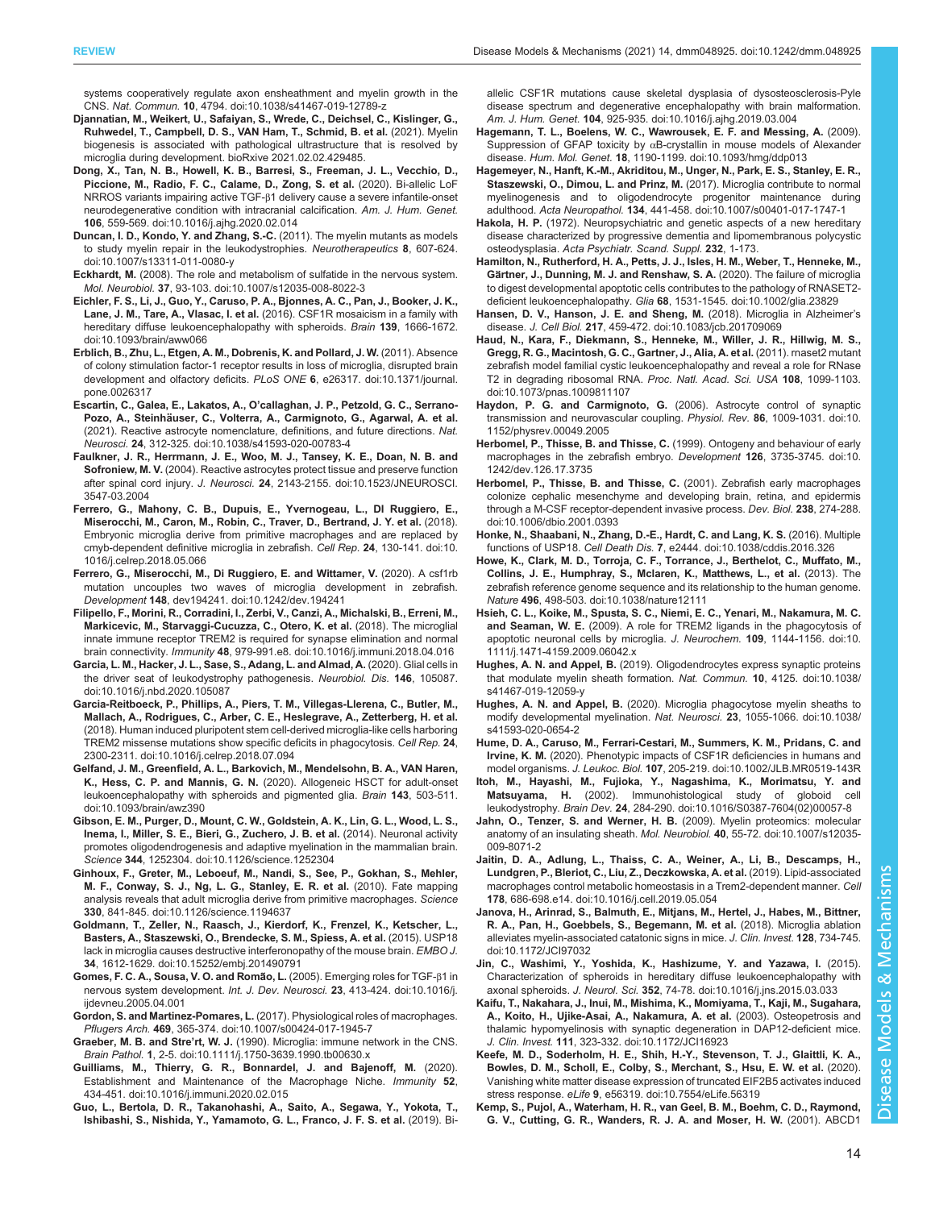systems cooperatively regulate axon ensheathment and myelin growth in the CNS. *Nat. Commun.* **10**, 4794. doi:10.1038/s41467-019-12789-z

**Djannatian, M., Weikert, U., Safaiyan, S., Wrede, C., Deichsel, C., Kislinger, G., Ruhwedel, T., Campbell, D. S., VAN Ham, T., Schmid, B. et al.** (2021). Myelin biogenesis is associated with pathological ultrastructure that is resolved by microglia during development. bioRxive 2021.02.02.429485.

**Dong, X., Tan, N. B., Howell, K. B., Barresi, S., Freeman, J. L., Vecchio, D., Piccione, M., Radio, F. C., Calame, D., Zong, S. et al.** (2020). Bi-allelic LoF NRROS variants impairing active TGF-β1 delivery cause a severe infantile-onset neurodegenerative condition with intracranial calcification. *Am. J. Hum. Genet.* **106**, 559-569. doi:10.1016/j.ajhg.2020.02.014

**Duncan, I. D., Kondo, Y. and Zhang, S.-C.** (2011). The myelin mutants as models to study myelin repair in the leukodystrophies. *Neurotherapeutics* **8**, 607-624. doi:10.1007/s13311-011-0080-y

**Eckhardt, M.** (2008). The role and metabolism of sulfatide in the nervous system. *Mol. Neurobiol.* **37**, 93-103. doi:10.1007/s12035-008-8022-3

**Eichler, F. S., Li, J., Guo, Y., Caruso, P. A., Bjonnes, A. C., Pan, J., Booker, J. K., Lane, J. M., Tare, A., Vlasac, I. et al.** (2016). CSF1R mosaicism in a family with hereditary diffuse leukoencephalopathy with spheroids. *Brain* **139**, 1666-1672. doi:10.1093/brain/aww066

**Erblich, B., Zhu, L., Etgen, A. M., Dobrenis, K. and Pollard, J. W.** (2011). Absence of colony stimulation factor-1 receptor results in loss of microglia, disrupted brain development and olfactory deficits. *PLoS ONE* **6**, e26317. doi:10.1371/journal.pone.0026317

**Escartin, C., Galea, E., Lakatos, A., O'callaghan, J. P., Petzold, G. C., Serrano-Pozo, A., Steinhäuser, C., Volterra, A., Carmignoto, G., Agarwal, A. et al.** (2021). Reactive astrocyte nomenclature, definitions, and future directions. *Nat. Neurosci.* **24**, 312-325. doi:10.1038/s41593-020-00783-4

**Faulkner, J. R., Herrmann, J. E., Woo, M. J., Tansey, K. E., Doan, N. B. and Sofroniew, M. V.** (2004). Reactive astrocytes protect tissue and preserve function after spinal cord injury. *J. Neurosci.* **24**, 2143-2155. doi:10.1523/JNEUROSCI.3547-03.2004

**Ferrero, G., Mahony, C. B., Dupuis, E., Yvernogeau, L., DI Ruggiero, E., Miserocchi, M., Caron, M., Robin, C., Traver, D., Bertrand, J. Y. et al.** (2018). Embryonic microglia derive from primitive macrophages and are replaced by cmyb-dependent definitive microglia in zebrafish. *Cell Rep.* **24**, 130-141. doi:10.1016/j.celrep.2018.05.066

**Ferrero, G., Miserocchi, M., Di Ruggiero, E. and Wittamer, V.** (2020). A csf1rb mutation uncouples two waves of microglia development in zebrafish. *Development* **148**, dev194241. doi:10.1242/dev.194241

**Filipello, F., Morini, R., Corradini, I., Zerbi, V., Canzi, A., Michalski, B., Erreni, M., Markicevic, M., Starvaggi-Cucuzza, C., Otero, K. et al.** (2018). The microglial innate immune receptor TREM2 is required for synapse elimination and normal brain connectivity. *Immunity* **48**, 979-991.e8. doi:10.1016/j.immuni.2018.04.016

**Garcia, L. M., Hacker, J. L., Sase, S., Adang, L. and Almad, A.** (2020). Glial cells in the driver seat of leukodystrophy pathogenesis. *Neurobiol. Dis.* **146**, 105087. doi:10.1016/j.nbd.2020.105087

**Garcia-Reitboeck, P., Phillips, A., Piers, T. M., Villegas-Llerena, C., Butler, M., Mallach, A., Rodrigues, C., Arber, C. E., Heslegrave, A., Zetterberg, H. et al.** (2018). Human induced pluripotent stem cell-derived microglia-like cells harboring TREM2 missense mutations show specific deficits in phagocytosis. *Cell Rep.* **24**, 2300-2311. doi:10.1016/j.celrep.2018.07.094

**Gelfand, J. M., Greenfield, A. L., Barkovich, M., Mendelsohn, B. A., VAN Haren, K., Hess, C. P. and Mannis, G. N.** (2020). Allogeneic HSCT for adult-onset leukoencephalopathy with spheroids and pigmented glia. *Brain* **143**, 503-511. doi:10.1093/brain/awz390

**Gibson, E. M., Purger, D., Mount, C. W., Goldstein, A. K., Lin, G. L., Wood, L. S., Inema, I., Miller, S. E., Bieri, G., Zuchero, J. B. et al.** (2014). Neuronal activity promotes oligodendrogenesis and adaptive myelination in the mammalian brain. *Science* **344**, 1252304. doi:10.1126/science.1252304

**Ginhoux, F., Greter, M., Leboeuf, M., Nandi, S., See, P., Gokhan, S., Mehler, M. F., Conway, S. J., Ng, L. G., Stanley, E. R. et al.** (2010). Fate mapping analysis reveals that adult microglia derive from primitive macrophages. *Science* **330**, 841-845. doi:10.1126/science.1194637

**Goldmann, T., Zeller, N., Raasch, J., Kierdorf, K., Frenzel, K., Ketscher, L., Basters, A., Staszewski, O., Brendecke, S. M., Spiess, A. et al.** (2015). USP18 lack in microglia causes destructive interferonopathy of the mouse brain. *EMBO J.* **34**, 1612-1629. doi:10.15252/embj.201490791

**Gomes, F. C. A., Sousa, V. O. and Romão, L.** (2005). Emerging roles for TGF-β1 in nervous system development. *Int. J. Dev. Neurosci.* **23**, 413-424. doi:10.1016/j.ijdevneu.2005.04.001

**Gordon, S. and Martinez-Pomares, L.** (2017). Physiological roles of macrophages. *Pflugers Arch.* **469**, 365-374. doi:10.1007/s00424-017-1945-7

**Graeber, M. B. and Stre'rt, W. J.** (1990). Microglia: immune network in the CNS. *Brain Pathol.* **1**, 2-5. doi:10.1111/j.1750-3639.1990.tb00630.x

**Guilliams, M., Thierry, G. R., Bonnardel, J. and Bajenoff, M.** (2020). Establishment and Maintenance of the Macrophage Niche. *Immunity* **52**, 434-451. doi:10.1016/j.immuni.2020.02.015

**Guo, L., Bertola, D. R., Takanohashi, A., Saito, A., Segawa, Y., Yokota, T., Ishibashi, S., Nishida, Y., Yamamoto, G. L., Franco, J. F. S. et al.** (2019). Bi-allelic CSF1R mutations cause skeletal dysplasia of dysosteosclerosis-Pyle disease spectrum and degenerative encephalopathy with brain malformation. *Am. J. Hum. Genet.* **104**, 925-935. doi:10.1016/j.ajhg.2019.03.004

**Hagemann, T. L., Boelens, W. C., Wawrousek, E. F. and Messing, A.** (2009). Suppression of GFAP toxicity by αB-crystallin in mouse models of Alexander disease. *Hum. Mol. Genet.* **18**, 1190-1199. doi:10.1093/hmg/ddp013

**Hagemeyer, N., Hanft, K.-M., Akriditou, M., Unger, N., Park, E. S., Stanley, E. R., Staszewski, O., Dimou, L. and Prinz, M.** (2017). Microglia contribute to normal myelinogenesis and to oligodendrocyte progenitor maintenance during adulthood. *Acta Neuropathol.* **134**, 441-458. doi:10.1007/s00401-017-1747-1

**Hakola, H. P.** (1972). Neuropsychiatric and genetic aspects of a new hereditary disease characterized by progressive dementia and lipomembranous polycystic osteodysplasia. *Acta Psychiatr. Scand. Suppl.* **232**, 1-173.

**Hamilton, N., Rutherford, H. A., Petts, J. J., Isles, H. M., Weber, T., Henneke, M., Gärtner, J., Dunning, M. J. and Renshaw, S. A.** (2020). The failure of microglia to digest developmental apoptotic cells contributes to the pathology of RNASET2-deficient leukoencephalopathy. *Glia* **68**, 1531-1545. doi:10.1002/glia.23829

**Hansen, D. V., Hanson, J. E. and Sheng, M.** (2018). Microglia in Alzheimer's disease. *J. Cell Biol.* **217**, 459-472. doi:10.1083/jcb.201709069

**Haud, N., Kara, F., Diekmann, S., Henneke, M., Willer, J. R., Hillwig, M. S., Gregg, R. G., Macintosh, G. C., Gartner, J., Alia, A. et al.** (2011). rnaset2 mutant zebrafish model familial cystic leukoencephalopathy and reveal a role for RNase T2 in degrading ribosomal RNA. *Proc. Natl. Acad. Sci. USA* **108**, 1099-1103. doi:10.1073/pnas.1009811107

**Haydon, P. G. and Carmignoto, G.** (2006). Astrocyte control of synaptic transmission and neurovascular coupling. *Physiol. Rev.* **86**, 1009-1031. doi:10.1152/physrev.00049.2005

**Herbomel, P., Thisse, B. and Thisse, C.** (1999). Ontogeny and behaviour of early macrophages in the zebrafish embryo. *Development* **126**, 3735-3745. doi:10.1242/dev.126.17.3735

**Herbomel, P., Thisse, B. and Thisse, C.** (2001). Zebrafish early macrophages colonize cephalic mesenchyme and developing brain, retina, and epidermis through a M-CSF receptor-dependent invasive process. *Dev. Biol.* **238**, 274-288. doi:10.1006/dbio.2001.0393

**Honke, N., Shaabani, N., Zhang, D.-E., Hardt, C. and Lang, K. S.** (2016). Multiple functions of USP18. *Cell Death Dis.* **7**, e2444. doi:10.1038/cddis.2016.326

**Howe, K., Clark, M. D., Torroja, C. F., Torrance, J., Berthelot, C., Muffato, M., Collins, J. E., Humphray, S., Mclaren, K., Matthews, L., et al.** (2013). The zebrafish reference genome sequence and its relationship to the human genome. *Nature* **496**, 498-503. doi:10.1038/nature12111

**Hsieh, C. L., Koike, M., Spusta, S. C., Niemi, E. C., Yenari, M., Nakamura, M. C. and Seaman, W. E.** (2009). A role for TREM2 ligands in the phagocytosis of apoptotic neuronal cells by microglia. *J. Neurochem.* **109**, 1144-1156. doi:10.1111/j.1471-4159.2009.06042.x

**Hughes, A. N. and Appel, B.** (2019). Oligodendrocytes express synaptic proteins that modulate myelin sheath formation. *Nat. Commun.* **10**, 4125. doi:10.1038/s41467-019-12059-y

**Hughes, A. N. and Appel, B.** (2020). Microglia phagocytose myelin sheaths to modify developmental myelination. *Nat. Neurosci.* **23**, 1055-1066. doi:10.1038/s41593-020-0654-2

**Hume, D. A., Caruso, M., Ferrari-Cestari, M., Summers, K. M., Pridans, C. and Irvine, K. M.** (2020). Phenotypic impacts of CSF1R deficiencies in humans and model organisms. *J. Leukoc. Biol.* **107**, 205-219. doi:10.1002/JLB.MR0519-143R

**Itoh, M., Hayashi, M., Fujioka, Y., Nagashima, K., Morimatsu, Y. and Matsuyama, H.** (2002). Immunohistological study of globoid cell leukodystrophy. *Brain Dev.* **24**, 284-290. doi:10.1016/S0387-7604(02)00057-8

**Jahn, O., Tenzer, S. and Werner, H. B.** (2009). Myelin proteomics: molecular anatomy of an insulating sheath. *Mol. Neurobiol.* **40**, 55-72. doi:10.1007/s12035-009-8071-2

**Jaitin, D. A., Adlung, L., Thaiss, C. A., Weiner, A., Li, B., Descamps, H., Lundgren, P., Bleriot, C., Liu, Z., Deczkowska, A. et al.** (2019). Lipid-associated macrophages control metabolic homeostasis in a Trem2-dependent manner. *Cell* **178**, 686-698.e14. doi:10.1016/j.cell.2019.05.054

**Janova, H., Arinrad, S., Balmuth, E., Mitjans, M., Hertel, J., Habes, M., Bittner, R. A., Pan, H., Goebbels, S., Begemann, M. et al.** (2018). Microglia ablation alleviates myelin-associated catatonic signs in mice. *J. Clin. Invest.* **128**, 734-745. doi:10.1172/JCI97032

**Jin, C., Washimi, Y., Yoshida, K., Hashizume, Y. and Yazawa, I.** (2015). Characterization of spheroids in hereditary diffuse leukoencephalopathy with axonal spheroids. *J. Neurol. Sci.* **352**, 74-78. doi:10.1016/j.jns.2015.03.033

**Kaifu, T., Nakahara, J., Inui, M., Mishima, K., Momiyama, T., Kaji, M., Sugahara, A., Koito, H., Ujike-Asai, A., Nakamura, A. et al.** (2003). Osteopetrosis and thalamic hypomyelinosis with synaptic degeneration in DAP12-deficient mice. *J. Clin. Invest.* **111**, 323-332. doi:10.1172/JCI16923

**Keefe, M. D., Soderholm, H. E., Shih, H.-Y., Stevenson, T. J., Glaittli, K. A., Bowles, D. M., Scholl, E., Colby, S., Merchant, S., Hsu, E. W. et al.** (2020). Vanishing white matter disease expression of truncated EIF2B5 activates induced stress response. *eLife* **9**, e56319. doi:10.7554/eLife.56319

**Kemp, S., Pujol, A., Waterham, H. R., van Geel, B. M., Boehm, C. D., Raymond, G. V., Cutting, G. R., Wanders, R. J. A. and Moser, H. W.** (2001). ABCD1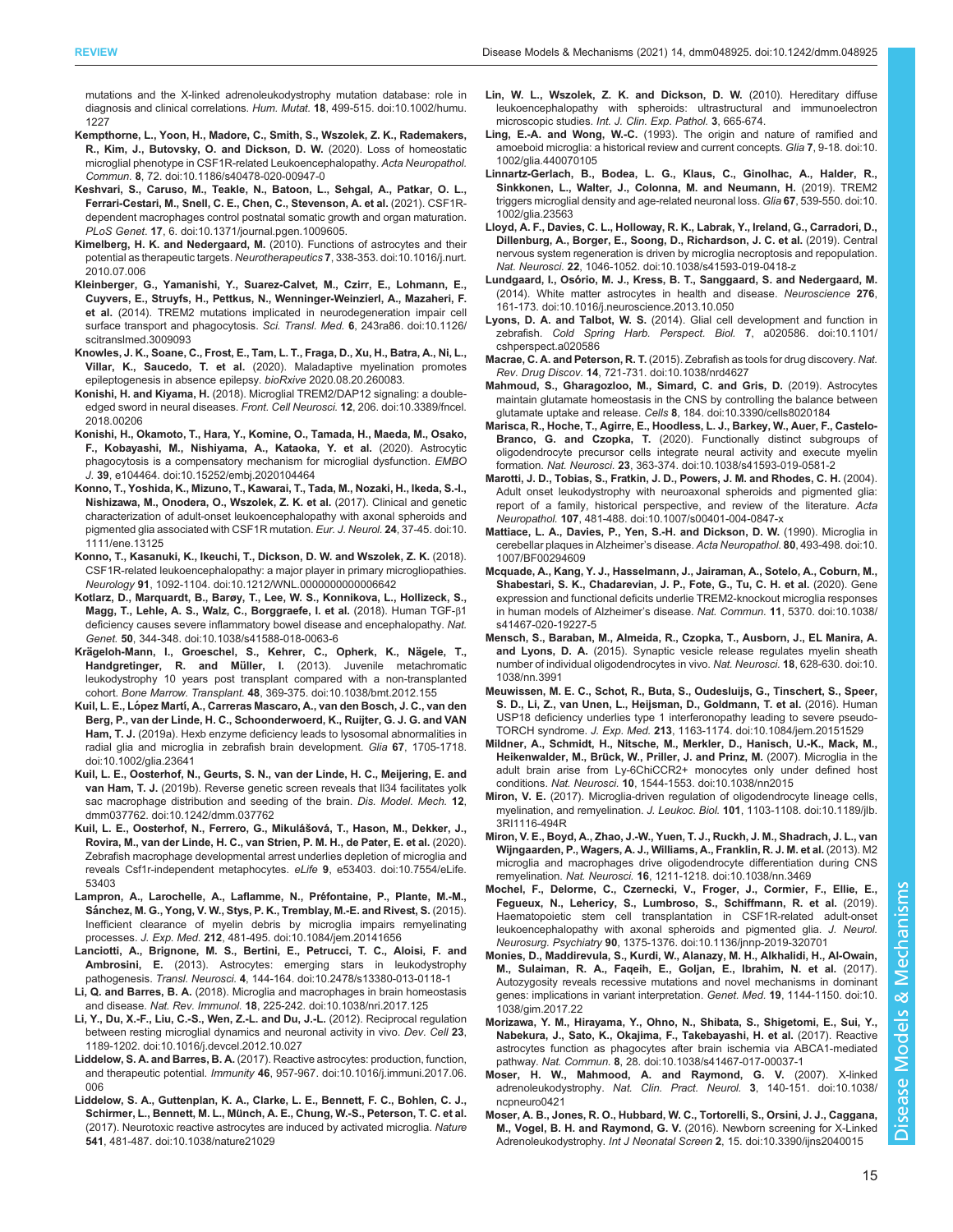mutations and the X-linked adrenoleukodystrophy mutation database: role in diagnosis and clinical correlations. *Hum. Mutat.* **18**, 499-515. doi:10.1002/humu.1227

**Kempthorne, L., Yoon, H., Madore, C., Smith, S., Wszolek, Z. K., Rademakers, R., Kim, J., Butovsky, O. and Dickson, D. W.** (2020). Loss of homeostatic microglial phenotype in CSF1R-related Leukoencephalopathy. *Acta Neuropathol. Commun.* **8**, 72. doi:10.1186/s40478-020-00947-0

**Keshvari, S., Caruso, M., Teakle, N., Batoon, L., Sehgal, A., Patkar, O. L., Ferrari-Cestari, M., Snell, C. E., Chen, C., Stevenson, A. et al.** (2021). CSF1R-dependent macrophages control postnatal somatic growth and organ maturation. *PLoS Genet.* **17**, 6. doi:10.1371/journal.pgen.1009605.

**Kimelberg, H. K. and Nedergaard, M.** (2010). Functions of astrocytes and their potential as therapeutic targets. *Neurotherapeutics* **7**, 338-353. doi:10.1016/j.nurt.2010.07.006

**Kleinberger, G., Yamanishi, Y., Suarez-Calvet, M., Czirr, E., Lohmann, E., Cuyvers, E., Struyfs, H., Pettkus, N., Wenninger-Weinzierl, A., Mazaheri, F. et al.** (2014). TREM2 mutations implicated in neurodegeneration impair cell surface transport and phagocytosis. *Sci. Transl. Med.* **6**, 243ra86. doi:10.1126/scitranslmed.3009093

**Knowles, J. K., Soane, C., Frost, E., Tam, L. T., Fraga, D., Xu, H., Batra, A., Ni, L., Villar, K., Saucedo, T. et al.** (2020). Maladaptive myelination promotes epileptogenesis in absence epilepsy. *bioRxive* 2020.08.20.260083.

**Konishi, H. and Kiyama, H.** (2018). Microglial TREM2/DAP12 signaling: a double-edged sword in neural diseases. *Front. Cell Neurosci.* **12**, 206. doi:10.3389/fncel.2018.00206

**Konishi, H., Okamoto, T., Hara, Y., Komine, O., Tamada, H., Maeda, M., Osako, F., Kobayashi, M., Nishiyama, A., Kataoka, Y. et al.** (2020). Astrocytic phagocytosis is a compensatory mechanism for microglial dysfunction. *EMBO J.* **39**, e104464. doi:10.15252/embj.2020104464

**Konno, T., Yoshida, K., Mizuno, T., Kawarai, T., Tada, M., Nozaki, H., Ikeda, S.-I., Nishizawa, M., Onodera, O., Wszolek, Z. K. et al.** (2017). Clinical and genetic characterization of adult-onset leukoencephalopathy with axonal spheroids and pigmented glia associated with CSF1R mutation. *Eur. J. Neurol.* **24**, 37-45. doi:10.1111/ene.13125

**Konno, T., Kasanuki, K., Ikeuchi, T., Dickson, D. W. and Wszolek, Z. K.** (2018). CSF1R-related leukoencephalopathy: a major player in primary microgliopathies. *Neurology* **91**, 1092-1104. doi:10.1212/WNL.0000000000006642

**Kotlarz, D., Marquardt, B., Barøy, T., Lee, W. S., Konnikova, L., Hollizeck, S., Magg, T., Lehle, A. S., Walz, C., Borggraefe, I. et al.** (2018). Human TGF-β1 deficiency causes severe inflammatory bowel disease and encephalopathy. *Nat. Genet.* **50**, 344-348. doi:10.1038/s41588-018-0063-6

**Krägeloh-Mann, I., Groeschel, S., Kehrer, C., Opherk, K., Nägele, T., Handgretinger, R. and Müller, I.** (2013). Juvenile metachromatic leukodystrophy 10 years post transplant compared with a non-transplanted cohort. *Bone Marrow. Transplant.* **48**, 369-375. doi:10.1038/bmt.2012.155

**Kuil, L. E., López Martí, A., Carreras Mascaro, A., van den Bosch, J. C., van den Berg, P., van der Linde, H. C., Schoonderwoerd, K., Ruijter, G. J. G. and VAN Ham, T. J.** (2019a). Hexb enzyme deficiency leads to lysosomal abnormalities in radial glia and microglia in zebrafish brain development. *Glia* **67**, 1705-1718. doi:10.1002/glia.23641

**Kuil, L. E., Oosterhof, N., Geurts, S. N., van der Linde, H. C., Meijering, E. and van Ham, T. J.** (2019b). Reverse genetic screen reveals that Il34 facilitates yolk sac macrophage distribution and seeding of the brain. *Dis. Model. Mech.* **12**, dmm037762. doi:10.1242/dmm.037762

**Kuil, L. E., Oosterhof, N., Ferrero, G., Mikulášová, T., Hason, M., Dekker, J., Rovira, M., van der Linde, H. C., van Strien, P. M. H., de Pater, E. et al.** (2020). Zebrafish macrophage developmental arrest underlies depletion of microglia and reveals Csf1r-independent metaphocytes. *eLife* **9**, e53403. doi:10.7554/eLife.53403

**Lampron, A., Larochelle, A., Laflamme, N., Préfontaine, P., Plante, M.-M., Sánchez, M. G., Yong, V. W., Stys, P. K., Tremblay, M.-E. and Rivest, S.** (2015). Inefficient clearance of myelin debris by microglia impairs remyelinating processes. *J. Exp. Med.* **212**, 481-495. doi:10.1084/jem.20141656

**Lanciotti, A., Brignone, M. S., Bertini, E., Petrucci, T. C., Aloisi, F. and Ambrosini, E.** (2013). Astrocytes: emerging stars in leukodystrophy pathogenesis. *Transl. Neurosci.* **4**, 144-164. doi:10.2478/s13380-013-0118-1

**Li, Q. and Barres, B. A.** (2018). Microglia and macrophages in brain homeostasis and disease. *Nat. Rev. Immunol.* **18**, 225-242. doi:10.1038/nri.2017.125

**Li, Y., Du, X.-F., Liu, C.-S., Wen, Z.-L. and Du, J.-L.** (2012). Reciprocal regulation between resting microglial dynamics and neuronal activity in vivo. *Dev. Cell* **23**, 1189-1202. doi:10.1016/j.devcel.2012.10.027

**Liddelow, S. A. and Barres, B. A.** (2017). Reactive astrocytes: production, function, and therapeutic potential. *Immunity* **46**, 957-967. doi:10.1016/j.immuni.2017.06.006

**Liddelow, S. A., Guttenplan, K. A., Clarke, L. E., Bennett, F. C., Bohlen, C. J., Schirmer, L., Bennett, M. L., Münch, A. E., Chung, W.-S., Peterson, T. C. et al.** (2017). Neurotoxic reactive astrocytes are induced by activated microglia. *Nature* **541**, 481-487. doi:10.1038/nature21029

**Lin, W. L., Wszolek, Z. K. and Dickson, D. W.** (2010). Hereditary diffuse leukoencephalopathy with spheroids: ultrastructural and immunoelectron microscopic studies. *Int. J. Clin. Exp. Pathol.* **3**, 665-674.

**Ling, E.-A. and Wong, W.-C.** (1993). The origin and nature of ramified and amoeboid microglia: a historical review and current concepts. *Glia* **7**, 9-18. doi:10.1002/glia.440070105

**Linnartz-Gerlach, B., Bodea, L. G., Klaus, C., Ginolhac, A., Halder, R., Sinkkonen, L., Walter, J., Colonna, M. and Neumann, H.** (2019). TREM2 triggers microglial density and age-related neuronal loss. *Glia* **67**, 539-550. doi:10.1002/glia.23563

**Lloyd, A. F., Davies, C. L., Holloway, R. K., Labrak, Y., Ireland, G., Carradori, D., Dillenburg, A., Borger, E., Soong, D., Richardson, J. C. et al.** (2019). Central nervous system regeneration is driven by microglia necroptosis and repopulation. *Nat. Neurosci.* **22**, 1046-1052. doi:10.1038/s41593-019-0418-z

**Lundgaard, I., Osório, M. J., Kress, B. T., Sanggaard, S. and Nedergaard, M.** (2014). White matter astrocytes in health and disease. *Neuroscience* **276**, 161-173. doi:10.1016/j.neuroscience.2013.10.050

**Lyons, D. A. and Talbot, W. S.** (2014). Glial cell development and function in zebrafish. *Cold Spring Harb. Perspect. Biol.* **7**, a020586. doi:10.1101/cshperspect.a020586

**Macrae, C. A. and Peterson, R. T.** (2015). Zebrafish as tools for drug discovery. *Nat. Rev. Drug Discov.* **14**, 721-731. doi:10.1038/nrd4627

**Mahmoud, S., Gharagozloo, M., Simard, C. and Gris, D.** (2019). Astrocytes maintain glutamate homeostasis in the CNS by controlling the balance between glutamate uptake and release. *Cells* **8**, 184. doi:10.3390/cells8020184

**Marisca, R., Hoche, T., Agirre, E., Hoodless, L. J., Barkey, W., Auer, F., Castelo-Branco, G. and Czopka, T.** (2020). Functionally distinct subgroups of oligodendrocyte precursor cells integrate neural activity and execute myelin formation. *Nat. Neurosci.* **23**, 363-374. doi:10.1038/s41593-019-0581-2

**Marotti, J. D., Tobias, S., Fratkin, J. D., Powers, J. M. and Rhodes, C. H.** (2004). Adult onset leukodystrophy with neuroaxonal spheroids and pigmented glia: report of a family, historical perspective, and review of the literature. *Acta Neuropathol.* **107**, 481-488. doi:10.1007/s00401-004-0847-x

**Mattiace, L. A., Davies, P., Yen, S.-H. and Dickson, D. W.** (1990). Microglia in cerebellar plaques in Alzheimer's disease. *Acta Neuropathol.* **80**, 493-498. doi:10.1007/BF00294609

**Mcquade, A., Kang, Y. J., Hasselmann, J., Jairaman, A., Sotelo, A., Coburn, M., Shabestari, S. K., Chadarevian, J. P., Fote, G., Tu, C. H. et al.** (2020). Gene expression and functional deficits underlie TREM2-knockout microglia responses in human models of Alzheimer's disease. *Nat. Commun.* **11**, 5370. doi:10.1038/s41467-020-19227-5

**Mensch, S., Baraban, M., Almeida, R., Czopka, T., Ausborn, J., EL Manira, A. and Lyons, D. A.** (2015). Synaptic vesicle release regulates myelin sheath number of individual oligodendrocytes in vivo. *Nat. Neurosci.* **18**, 628-630. doi:10.1038/nn.3991

**Meuwissen, M. E. C., Schot, R., Buta, S., Oudesluijs, G., Tinschert, S., Speer, S. D., Li, Z., van Unen, L., Heijsman, D., Goldmann, T. et al.** (2016). Human USP18 deficiency underlies type 1 interferonopathy leading to severe pseudo-TORCH syndrome. *J. Exp. Med.* **213**, 1163-1174. doi:10.1084/jem.20151529

**Mildner, A., Schmidt, H., Nitsche, M., Merkler, D., Hanisch, U.-K., Mack, M., Heikenwalder, M., Brück, W., Priller, J. and Prinz, M.** (2007). Microglia in the adult brain arise from Ly-6ChiCCR2+ monocytes only under defined host conditions. *Nat. Neurosci.* **10**, 1544-1553. doi:10.1038/nn2015

**Miron, V. E.** (2017). Microglia-driven regulation of oligodendrocyte lineage cells, myelination, and remyelination. *J. Leukoc. Biol.* **101**, 1103-1108. doi:10.1189/jlb.3RI1116-494R

**Miron, V. E., Boyd, A., Zhao, J.-W., Yuen, T. J., Ruckh, J. M., Shadrach, J. L., van Wijngaarden, P., Wagers, A. J., Williams, A., Franklin, R. J. M. et al.** (2013). M2 microglia and macrophages drive oligodendrocyte differentiation during CNS remyelination. *Nat. Neurosci.* **16**, 1211-1218. doi:10.1038/nn.3469

**Mochel, F., Delorme, C., Czernecki, V., Froger, J., Cormier, F., Ellie, E., Fegueux, N., Lehericy, S., Lumbroso, S., Schiffmann, R. et al.** (2019). Haematopoietic stem cell transplantation in CSF1R-related adult-onset leukoencephalopathy with axonal spheroids and pigmented glia. *J. Neurol. Neurosurg. Psychiatry* **90**, 1375-1376. doi:10.1136/jnnp-2019-320701

**Monies, D., Maddirevula, S., Kurdi, W., Alanazy, M. H., Alkhalidi, H., Al-Owain, M., Sulaiman, R. A., Faqeih, E., Goljan, E., Ibrahim, N. et al.** (2017). Autozygosity reveals recessive mutations and novel mechanisms in dominant genes: implications in variant interpretation. *Genet. Med.* **19**, 1144-1150. doi:10.1038/gim.2017.22

**Morizawa, Y. M., Hirayama, Y., Ohno, N., Shibata, S., Shigetomi, E., Sui, Y., Nabekura, J., Sato, K., Okajima, F., Takebayashi, H. et al.** (2017). Reactive astrocytes function as phagocytes after brain ischemia via ABCA1-mediated pathway. *Nat. Commun.* **8**, 28. doi:10.1038/s41467-017-00037-1

**Moser, H. W., Mahmood, A. and Raymond, G. V.** (2007). X-linked adrenoleukodystrophy. *Nat. Clin. Pract. Neurol.* **3**, 140-151. doi:10.1038/ncpneuro0421

**Moser, A. B., Jones, R. O., Hubbard, W. C., Tortorelli, S., Orsini, J. J., Caggana, M., Vogel, B. H. and Raymond, G. V.** (2016). Newborn screening for X-Linked Adrenoleukodystrophy. *Int J Neonatal Screen* **2**, 15. doi:10.3390/ijns2040015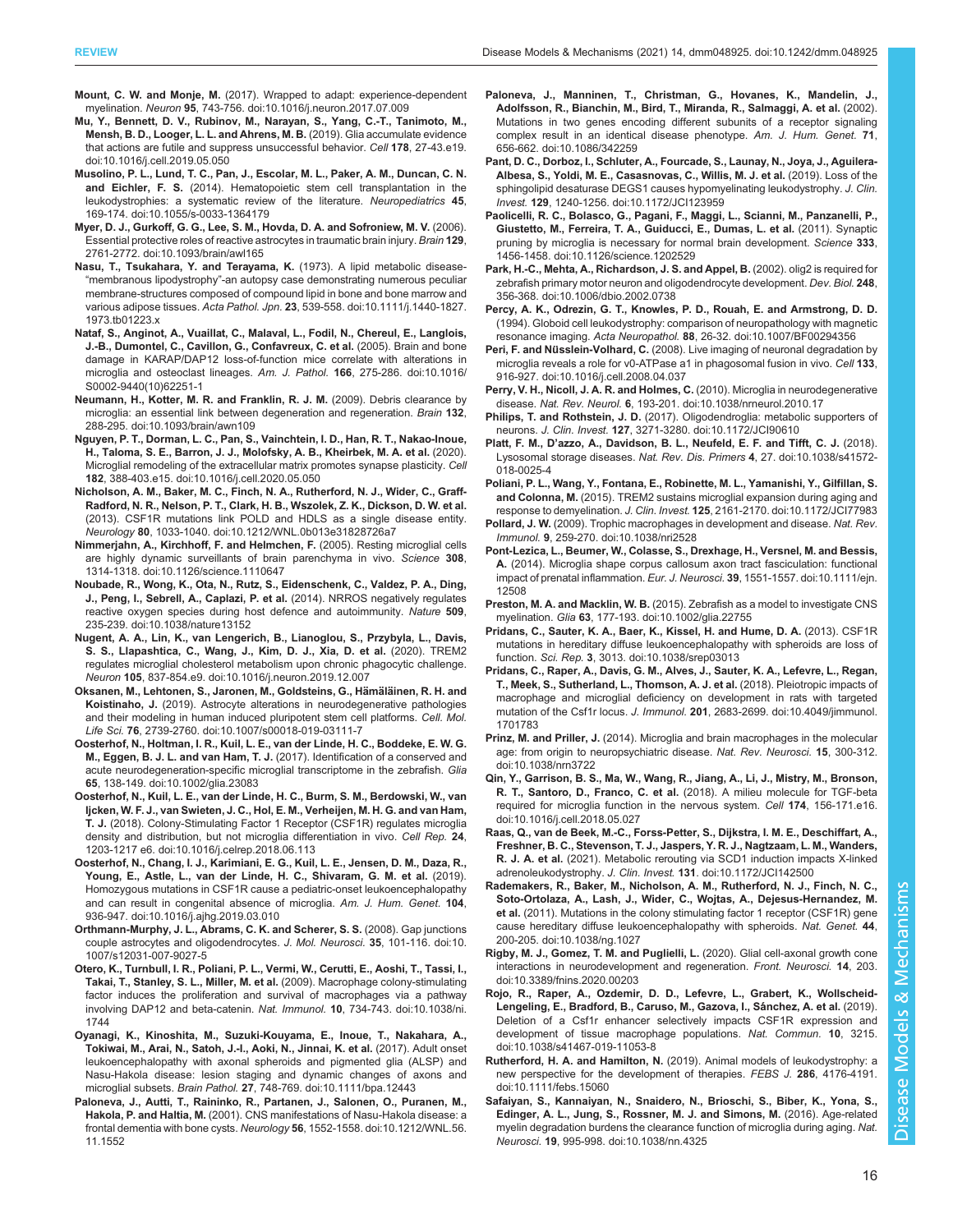**Mount, C. W. and Monje, M.** (2017). Wrapped to adapt: experience-dependent myelination. *Neuron* **95**, 743-756. doi:10.1016/j.neuron.2017.07.009

**Mu, Y., Bennett, D. V., Rubinov, M., Narayan, S., Yang, C.-T., Tanimoto, M., Mensh, B. D., Looger, L. L. and Ahrens, M. B.** (2019). Glia accumulate evidence that actions are futile and suppress unsuccessful behavior. *Cell* **178**, 27-43.e19. doi:10.1016/j.cell.2019.05.050

**Musolino, P. L., Lund, T. C., Pan, J., Escolar, M. L., Paker, A. M., Duncan, C. N. and Eichler, F. S.** (2014). Hematopoietic stem cell transplantation in the leukodystrophies: a systematic review of the literature. *Neuropediatrics* **45**, 169-174. doi:10.1055/s-0033-1364179

**Myer, D. J., Gurkoff, G. G., Lee, S. M., Hovda, D. A. and Sofroniew, M. V.** (2006). Essential protective roles of reactive astrocytes in traumatic brain injury. *Brain* **129**, 2761-2772. doi:10.1093/brain/awl165

**Nasu, T., Tsukahara, Y. and Terayama, K.** (1973). A lipid metabolic disease-"membranous lipodystrophy"-an autopsy case demonstrating numerous peculiar membrane-structures composed of compound lipid in bone and bone marrow and various adipose tissues. *Acta Pathol. Jpn.* **23**, 539-558. doi:10.1111/j.1440-1827.1973.tb01223.x

**Nataf, S., Anginot, A., Vuaillat, C., Malaval, L., Fodil, N., Chereul, E., Langlois, J.-B., Dumontel, C., Cavillon, G., Confavreux, C. et al.** (2005). Brain and bone damage in KARAP/DAP12 loss-of-function mice correlate with alterations in microglia and osteoclast lineages. *Am. J. Pathol.* **166**, 275-286. doi:10.1016/S0002-9440(10)62251-1

**Neumann, H., Kotter, M. R. and Franklin, R. J. M.** (2009). Debris clearance by microglia: an essential link between degeneration and regeneration. *Brain* **132**, 288-295. doi:10.1093/brain/awn109

**Nguyen, P. T., Dorman, L. C., Pan, S., Vainchtein, I. D., Han, R. T., Nakao-Inoue, H., Taloma, S. E., Barron, J. J., Molofsky, A. B., Kheirbek, M. A. et al.** (2020). Microglial remodeling of the extracellular matrix promotes synapse plasticity. *Cell* **182**, 388-403.e15. doi:10.1016/j.cell.2020.05.050

**Nicholson, A. M., Baker, M. C., Finch, N. A., Rutherford, N. J., Wider, C., Graff-Radford, N. R., Nelson, P. T., Clark, H. B., Wszolek, Z. K., Dickson, D. W. et al.** (2013). CSF1R mutations link POLD and HDLS as a single disease entity. *Neurology* **80**, 1033-1040. doi:10.1212/WNL.0b013e31828726a7

**Nimmerjahn, A., Kirchhoff, F. and Helmchen, F.** (2005). Resting microglial cells are highly dynamic surveillants of brain parenchyma in vivo. *Science* **308**, 1314-1318. doi:10.1126/science.1110647

**Noubade, R., Wong, K., Ota, N., Rutz, S., Eidenschenk, C., Valdez, P. A., Ding, J., Peng, I., Sebrell, A., Caplazi, P. et al.** (2014). NRROS negatively regulates reactive oxygen species during host defence and autoimmunity. *Nature* **509**, 235-239. doi:10.1038/nature13152

**Nugent, A. A., Lin, K., van Lengerich, B., Lianoglou, S., Przybyla, L., Davis, S. S., Llapashtica, C., Wang, J., Kim, D. J., Xia, D. et al.** (2020). TREM2 regulates microglial cholesterol metabolism upon chronic phagocytic challenge. *Neuron* **105**, 837-854.e9. doi:10.1016/j.neuron.2019.12.007

**Oksanen, M., Lehtonen, S., Jaronen, M., Goldsteins, G., Hämäläinen, R. H. and Koistinaho, J.** (2019). Astrocyte alterations in neurodegenerative pathologies and their modeling in human induced pluripotent stem cell platforms. *Cell. Mol. Life Sci.* **76**, 2739-2760. doi:10.1007/s00018-019-03111-7

**Oosterhof, N., Holtman, I. R., Kuil, L. E., van der Linde, H. C., Boddeke, E. W. G. M., Eggen, B. J. L. and van Ham, T. J.** (2017). Identification of a conserved and acute neurodegeneration-specific microglial transcriptome in the zebrafish. *Glia* **65**, 138-149. doi:10.1002/glia.23083

**Oosterhof, N., Kuil, L. E., van der Linde, H. C., Burm, S. M., Berdowski, W., van Ijcken, W. F. J., van Swieten, J. C., Hol, E. M., Verheijen, M. H. G. and van Ham, T. J.** (2018). Colony-Stimulating Factor 1 Receptor (CSF1R) regulates microglia density and distribution, but not microglia differentiation in vivo. *Cell Rep.* **24**, 1203-1217 e6. doi:10.1016/j.celrep.2018.06.113

**Oosterhof, N., Chang, I. J., Karimiani, E. G., Kuil, L. E., Jensen, D. M., Daza, R., Young, E., Astle, L., van der Linde, H. C., Shivaram, G. M. et al.** (2019). Homozygous mutations in CSF1R cause a pediatric-onset leukoencephalopathy and can result in congenital absence of microglia. *Am. J. Hum. Genet.* **104**, 936-947. doi:10.1016/j.ajhg.2019.03.010

**Orthmann-Murphy, J. L., Abrams, C. K. and Scherer, S. S.** (2008). Gap junctions couple astrocytes and oligodendrocytes. *J. Mol. Neurosci.* **35**, 101-116. doi:10.1007/s12031-007-9027-5

**Otero, K., Turnbull, I. R., Poliani, P. L., Vermi, W., Cerutti, E., Aoshi, T., Tassi, I., Takai, T., Stanley, S. L., Miller, M. et al.** (2009). Macrophage colony-stimulating factor induces the proliferation and survival of macrophages via a pathway involving DAP12 and beta-catenin. *Nat. Immunol.* **10**, 734-743. doi:10.1038/ni.1744

**Oyanagi, K., Kinoshita, M., Suzuki-Kouyama, E., Inoue, T., Nakahara, A., Tokiwai, M., Arai, N., Satoh, J.-I., Aoki, N., Jinnai, K. et al.** (2017). Adult onset leukoencephalopathy with axonal spheroids and pigmented glia (ALSP) and Nasu-Hakola disease: lesion staging and dynamic changes of axons and microglial subsets. *Brain Pathol.* **27**, 748-769. doi:10.1111/bpa.12443

**Paloneva, J., Autti, T., Raininko, R., Partanen, J., Salonen, O., Puranen, M., Hakola, P. and Haltia, M.** (2001). CNS manifestations of Nasu-Hakola disease: a frontal dementia with bone cysts. *Neurology* **56**, 1552-1558. doi:10.1212/WNL.56.11.1552

**Paloneva, J., Manninen, T., Christman, G., Hovanes, K., Mandelin, J., Adolfsson, R., Bianchin, M., Bird, T., Miranda, R., Salmaggi, A. et al.** (2002). Mutations in two genes encoding different subunits of a receptor signaling complex result in an identical disease phenotype. *Am. J. Hum. Genet.* **71**, 656-662. doi:10.1086/342259

**Pant, D. C., Dorboz, I., Schluter, A., Fourcade, S., Launay, N., Joya, J., Aguilera-Albesa, S., Yoldi, M. E., Casasnovas, C., Willis, M. J. et al.** (2019). Loss of the sphingolipid desaturase DEGS1 causes hypomyelinating leukodystrophy. *J. Clin. Invest.* **129**, 1240-1256. doi:10.1172/JCI123959

**Paolicelli, R. C., Bolasco, G., Pagani, F., Maggi, L., Scianni, M., Panzanelli, P., Giustetto, M., Ferreira, T. A., Guiducci, E., Dumas, L. et al.** (2011). Synaptic pruning by microglia is necessary for normal brain development. *Science* **333**, 1456-1458. doi:10.1126/science.1202529

**Park, H.-C., Mehta, A., Richardson, J. S. and Appel, B.** (2002). olig2 is required for zebrafish primary motor neuron and oligodendrocyte development. *Dev. Biol.* **248**, 356-368. doi:10.1006/dbio.2002.0738

**Percy, A. K., Odrezin, G. T., Knowles, P. D., Rouah, E. and Armstrong, D. D.** (1994). Globoid cell leukodystrophy: comparison of neuropathology with magnetic resonance imaging. *Acta Neuropathol.* **88**, 26-32. doi:10.1007/BF00294356

**Peri, F. and Nüsslein-Volhard, C.** (2008). Live imaging of neuronal degradation by microglia reveals a role for v0-ATPase a1 in phagosomal fusion in vivo. *Cell* **133**, 916-927. doi:10.1016/j.cell.2008.04.037

**Perry, V. H., Nicoll, J. A. R. and Holmes, C.** (2010). Microglia in neurodegenerative disease. *Nat. Rev. Neurol.* **6**, 193-201. doi:10.1038/nrneurol.2010.17

**Philips, T. and Rothstein, J. D.** (2017). Oligodendroglia: metabolic supporters of neurons. *J. Clin. Invest.* **127**, 3271-3280. doi:10.1172/JCI90610

**Platt, F. M., D'azzo, A., Davidson, B. L., Neufeld, E. F. and Tifft, C. J.** (2018). Lysosomal storage diseases. *Nat. Rev. Dis. Primers* **4**, 27. doi:10.1038/s41572-018-0025-4

**Poliani, P. L., Wang, Y., Fontana, E., Robinette, M. L., Yamanishi, Y., Gilfillan, S. and Colonna, M.** (2015). TREM2 sustains microglial expansion during aging and response to demyelination. *J. Clin. Invest.* **125**, 2161-2170. doi:10.1172/JCI77983

**Pollard, J. W.** (2009). Trophic macrophages in development and disease. *Nat. Rev. Immunol.* **9**, 259-270. doi:10.1038/nri2528

**Pont-Lezica, L., Beumer, W., Colasse, S., Drexhage, H., Versnel, M. and Bessis, A.** (2014). Microglia shape corpus callosum axon tract fasciculation: functional impact of prenatal inflammation. *Eur. J. Neurosci.* **39**, 1551-1557. doi:10.1111/ejn.12508

**Preston, M. A. and Macklin, W. B.** (2015). Zebrafish as a model to investigate CNS myelination. *Glia* **63**, 177-193. doi:10.1002/glia.22755

**Pridans, C., Sauter, K. A., Baer, K., Kissel, H. and Hume, D. A.** (2013). CSF1R mutations in hereditary diffuse leukoencephalopathy with spheroids are loss of function. *Sci. Rep.* **3**, 3013. doi:10.1038/srep03013

**Pridans, C., Raper, A., Davis, G. M., Alves, J., Sauter, K. A., Lefevre, L., Regan, T., Meek, S., Sutherland, L., Thomson, A. J. et al.** (2018). Pleiotropic impacts of macrophage and microglial deficiency on development in rats with targeted mutation of the Csf1r locus. *J. Immunol.* **201**, 2683-2699. doi:10.4049/jimmunol.1701783

**Prinz, M. and Priller, J.** (2014). Microglia and brain macrophages in the molecular age: from origin to neuropsychiatric disease. *Nat. Rev. Neurosci.* **15**, 300-312. doi:10.1038/nrn3722

**Qin, Y., Garrison, B. S., Ma, W., Wang, R., Jiang, A., Li, J., Mistry, M., Bronson, R. T., Santoro, D., Franco, C. et al.** (2018). A milieu molecule for TGF-beta required for microglia function in the nervous system. *Cell* **174**, 156-171.e16. doi:10.1016/j.cell.2018.05.027

**Raas, Q., van de Beek, M.-C., Forss-Petter, S., Dijkstra, I. M. E., Deschiffart, A., Freshner, B. C., Stevenson, T. J., Jaspers, Y. R. J., Nagtzaam, L. M., Wanders, R. J. A. et al.** (2021). Metabolic rerouting via SCD1 induction impacts X-linked adrenoleukodystrophy. *J. Clin. Invest.* **131**. doi:10.1172/JCI142500

**Rademakers, R., Baker, M., Nicholson, A. M., Rutherford, N. J., Finch, N. C., Soto-Ortolaza, A., Lash, J., Wider, C., Wojtas, A., Dejesus-Hernandez, M. et al.** (2011). Mutations in the colony stimulating factor 1 receptor (CSF1R) gene cause hereditary diffuse leukoencephalopathy with spheroids. *Nat. Genet.* **44**, 200-205. doi:10.1038/ng.1027

**Rigby, M. J., Gomez, T. M. and Puglielli, L.** (2020). Glial cell-axonal growth cone interactions in neurodevelopment and regeneration. *Front. Neurosci.* **14**, 203. doi:10.3389/fnins.2020.00203

**Rojo, R., Raper, A., Ozdemir, D. D., Lefevre, L., Grabert, K., Wollscheid-Lengeling, E., Bradford, B., Caruso, M., Gazova, I., Sánchez, A. et al.** (2019). Deletion of a Csf1r enhancer selectively impacts CSF1R expression and development of tissue macrophage populations. *Nat. Commun.* **10**, 3215. doi:10.1038/s41467-019-11053-8

**Rutherford, H. A. and Hamilton, N.** (2019). Animal models of leukodystrophy: a new perspective for the development of therapies. *FEBS J.* **286**, 4176-4191. doi:10.1111/febs.15060

**Safaiyan, S., Kannaiyan, N., Snaidero, N., Brioschi, S., Biber, K., Yona, S., Edinger, A. L., Jung, S., Rossner, M. J. and Simons, M.** (2016). Age-related myelin degradation burdens the clearance function of microglia during aging. *Nat. Neurosci.* **19**, 995-998. doi:10.1038/nn.4325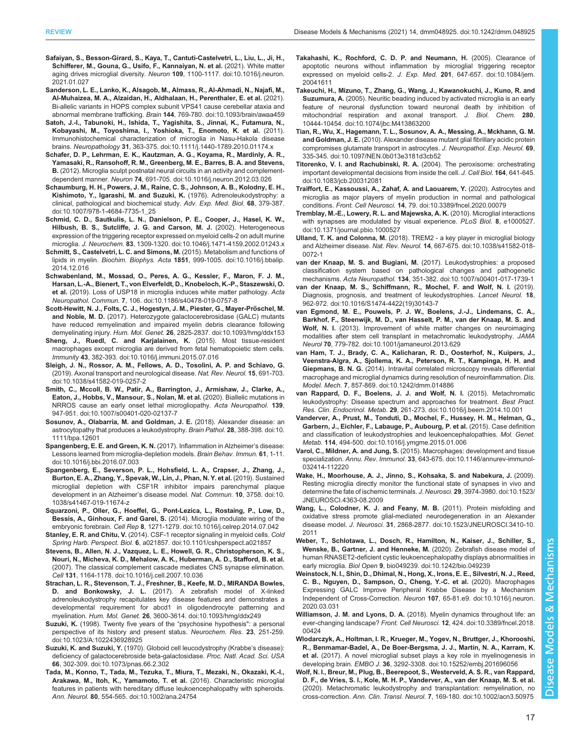**Safaiyan, S., Besson-Girard, S., Kaya, T., Cantuti-Castelvetri, L., Liu, L., Ji, H., Schifferer, M., Gouna, G., Usifo, F., Kannaiyan, N. et al.** (2021). White matter aging drives microglial diversity. *Neuron* **109**, 1100-1117. doi:10.1016/j.neuron.2021.01.027

**Sanderson, L. E., Lanko, K., Alsagob, M., Almass, R., Al-Ahmadi, N., Najafi, M., Al-Muhaizea, M. A., Alzaidan, H., Aldhalaan, H., Perenthaler, E. et al.** (2021). Bi-allelic variants in HOPS complex subunit VPS41 cause cerebellar ataxia and abnormal membrane trafficking. *Brain* **144**, 769-780. doi:10.1093/brain/awaa459

**Satoh, J.-I., Tabunoki, H., Ishida, T., Yagishita, S., Jinnai, K., Futamura, N., Kobayashi, M., Toyoshima, I., Yoshioka, T., Enomoto, K. et al.** (2011). Immunohistochemical characterization of microglia in Nasu-Hakola disease brains. *Neuropathology* **31**, 363-375. doi:10.1111/j.1440-1789.2010.01174.x

**Schafer, D. P., Lehrman, E. K., Kautzman, A. G., Koyama, R., Mardinly, A. R., Yamasaki, R., Ransohoff, R. M., Greenberg, M. E., Barres, B. A. and Stevens, B.** (2012). Microglia sculpt postnatal neural circuits in an activity and complement-dependent manner. *Neuron* **74**, 691-705. doi:10.1016/j.neuron.2012.03.026

**Schaumburg, H. H., Powers, J. M., Raine, C. S., Johnson, A. B., Kolodny, E. H., Kishimoto, Y., Igarashi, M. and Suzuki, K.** (1976). Adrenoleukodystrophy: a clinical, pathological and biochemical study. *Adv. Exp. Med. Biol.* **68**, 379-387. doi:10.1007/978-1-4684-7735-1_25

**Schmid, C. D., Sautkulis, L. N., Danielson, P. E., Cooper, J., Hasel, K. W., Hilbush, B. S., Sutcliffe, J. G. and Carson, M. J.** (2002). Heterogeneous expression of the triggering receptor expressed on myeloid cells-2 on adult murine microglia. *J. Neurochem.* **83**, 1309-1320. doi:10.1046/j.1471-4159.2002.01243.x

**Schmitt, S., Castelvetri, L. C. and Simons, M.** (2015). Metabolism and functions of lipids in myelin. *Biochim. Biophys. Acta* **1851**, 999-1005. doi:10.1016/j.bbalip.2014.12.016

**Schwabenland, M., Mossad, O., Peres, A. G., Kessler, F., Maron, F. J. M., Harsan, L.-A., Bienert, T., von Elverfeldt, D., Knobeloch, K.-P., Staszewski, O. et al.** (2019). Loss of USP18 in microglia induces white matter pathology. *Acta Neuropathol. Commun.* **7**, 106. doi:10.1186/s40478-019-0757-8

**Scott-Hewitt, N. J., Folts, C. J., Hogestyn, J. M., Piester, G., Mayer-Pröschel, M. and Noble, M. D.** (2017). Heterozygote galactocerebrosidase (GALC) mutants have reduced remyelination and impaired myelin debris clearance following demyelinating injury. *Hum. Mol. Genet.* **26**, 2825-2837. doi:10.1093/hmg/ddx153

**Sheng, J., Ruedl, C. and Karjalainen, K.** (2015). Most tissue-resident macrophages except microglia are derived from fetal hematopoietic stem cells. *Immunity* **43**, 382-393. doi:10.1016/j.immuni.2015.07.016

**Sleigh, J. N., Rossor, A. M., Fellows, A. D., Tosolini, A. P. and Schiavo, G.** (2019). Axonal transport and neurological disease. *Nat. Rev. Neurol.* **15**, 691-703. doi:10.1038/s41582-019-0257-2

**Smith, C., Mccoll, B. W., Patir, A., Barrington, J., Armishaw, J., Clarke, A., Eaton, J., Hobbs, V., Mansour, S., Nolan, M. et al.** (2020). Biallelic mutations in NRROS cause an early onset lethal microgliopathy. *Acta Neuropathol.* **139**, 947-951. doi:10.1007/s00401-020-02137-7

**Sosunov, A., Olabarria, M. and Goldman, J. E.** (2018). Alexander disease: an astrocytopathy that produces a leukodystrophy. *Brain Pathol.* **28**, 388-398. doi:10.1111/bpa.12601

**Spangenberg, E. E. and Green, K. N.** (2017). Inflammation in Alzheimer's disease: Lessons learned from microglia-depletion models. *Brain Behav. Immun.* **61**, 1-11. doi:10.1016/j.bbi.2016.07.003

**Spangenberg, E., Severson, P. L., Hohsfield, L. A., Crapser, J., Zhang, J., Burton, E. A., Zhang, Y., Spevak, W., Lin, J., Phan, N. Y. et al.** (2019). Sustained microglial depletion with CSF1R inhibitor impairs parenchymal plaque development in an Alzheimer's disease model. *Nat. Commun.* **10**, 3758. doi:10.1038/s41467-019-11674-z

**Squarzoni, P., Oller, G., Hoeffel, G., Pont-Lezica, L., Rostaing, P., Low, D., Bessis, A., Ginhoux, F. and Garel, S.** (2014). Microglia modulate wiring of the embryonic forebrain. *Cell Rep* **8**, 1271-1279. doi:10.1016/j.celrep.2014.07.042

**Stanley, E. R. and Chitu, V.** (2014). CSF-1 receptor signaling in myeloid cells. *Cold Spring Harb. Perspect. Biol.* **6**, a021857. doi:10.1101/cshperspect.a021857

**Stevens, B., Allen, N. J., Vazquez, L. E., Howell, G. R., Christopherson, K. S., Nouri, N., Micheva, K. D., Mehalow, A. K., Huberman, A. D., Stafford, B. et al.** (2007). The classical complement cascade mediates CNS synapse elimination. *Cell* **131**, 1164-1178. doi:10.1016/j.cell.2007.10.036

**Strachan, L. R., Stevenson, T. J., Freshner, B., Keefe, M. D., MIRANDA Bowles, D. and Bonkowsky, J. L.** (2017). A zebrafish model of X-linked adrenoleukodystrophy recapitulates key disease features and demonstrates a developmental requirement for abcd1 in oligodendrocyte patterning and myelination. *Hum. Mol. Genet.* **26**, 3600-3614. doi:10.1093/hmg/ddx249

**Suzuki, K.** (1998). Twenty five years of the "psychosine hypothesis": a personal perspective of its history and present status. *Neurochem. Res.* **23**, 251-259. doi:10.1023/A:1022436928925

**Suzuki, K. and Suzuki, Y.** (1970). Globoid cell leucodystrophy (Krabbe's disease): deficiency of galactocerebroside beta-galactosidase. *Proc. Natl. Acad. Sci. USA* **66**, 302-309. doi:10.1073/pnas.66.2.302

**Tada, M., Konno, T., Tada, M., Tezuka, T., Miura, T., Mezaki, N., Okazaki, K.-I., Arakawa, M., Itoh, K., Yamamoto, T. et al.** (2016). Characteristic microglial features in patients with hereditary diffuse leukoencephalopathy with spheroids. *Ann. Neurol.* **80**, 554-565. doi:10.1002/ana.24754

**Takahashi, K., Rochford, C. D. P. and Neumann, H.** (2005). Clearance of apoptotic neurons without inflammation by microglial triggering receptor expressed on myeloid cells-2. *J. Exp. Med.* **201**, 647-657. doi:10.1084/jem.20041611

**Takeuchi, H., Mizuno, T., Zhang, G., Wang, J., Kawanokuchi, J., Kuno, R. and Suzumura, A.** (2005). Neuritic beading induced by activated microglia is an early feature of neuronal dysfunction toward neuronal death by inhibition of mitochondrial respiration and axonal transport. *J. Biol. Chem.* **280**, 10444-10454. doi:10.1074/jbc.M413863200

**Tian, R., Wu, X., Hagemann, T. L., Sosunov, A. A., Messing, A., Mckhann, G. M. and Goldman, J. E.** (2010). Alexander disease mutant glial fibrillary acidic protein compromises glutamate transport in astrocytes. *J. Neuropathol. Exp. Neurol.* **69**, 335-345. doi:10.1097/NEN.0b013e3181d3cb52

**Titorenko, V. I. and Rachubinski, R. A.** (2004). The peroxisome: orchestrating important developmental decisions from inside the cell. *J. Cell Biol.* **164**, 641-645. doi:10.1083/jcb.200312081

**Traiffort, E., Kassoussi, A., Zahaf, A. and Laouarem, Y.** (2020). Astrocytes and microglia as major players of myelin production in normal and pathological conditions. *Front. Cell Neurosci.* **14**, 79. doi:10.3389/fncel.2020.00079

**Tremblay, M.-E., Lowery, R. L. and Majewska, A. K.** (2010). Microglial interactions with synapses are modulated by visual experience. *PLoS Biol.* **8**, e1000527. doi:10.1371/journal.pbio.1000527

**Ulland, T. K. and Colonna, M.** (2018). TREM2 - a key player in microglial biology and Alzheimer disease. *Nat. Rev. Neurol.* **14**, 667-675. doi:10.1038/s41582-018-0072-1

**van der Knaap, M. S. and Bugiani, M.** (2017). Leukodystrophies: a proposed classification system based on pathological changes and pathogenetic mechanisms. *Acta Neuropathol.* **134**, 351-382. doi:10.1007/s00401-017-1739-1

**van der Knaap, M. S., Schiffmann, R., Mochel, F. and Wolf, N. I.** (2019). Diagnosis, prognosis, and treatment of leukodystrophies. *Lancet Neurol.* **18**, 962-972. doi:10.1016/S1474-4422(19)30143-7

**van Egmond, M. E., Pouwels, P. J. W., Boelens, J.-J., Lindemans, C. A., Barkhof, F., Steenwijk, M. D., van Hasselt, P. M., van der Knaap, M. S. and Wolf, N. I.** (2013). Improvement of white matter changes on neuroimaging modalities after stem cell transplant in metachromatic leukodystrophy. *JAMA Neurol* **70**, 779-782. doi:10.1001/jamaneurol.2013.629

**van Ham, T. J., Brady, C. A., Kalicharan, R. D., Oosterhof, N., Kuipers, J., Veenstra-Algra, A., Sjollema, K. A., Peterson, R. T., Kampinga, H. H. and Giepmans, B. N. G.** (2014). Intravital correlated microscopy reveals differential macrophage and microglial dynamics during resolution of neuroinflammation. *Dis. Model. Mech.* **7**, 857-869. doi:10.1242/dmm.014886

**van Rappard, D. F., Boelens, J. J. and Wolf, N. I.** (2015). Metachromatic leukodystrophy: Disease spectrum and approaches for treatment. *Best Pract. Res. Clin. Endocrinol. Metab.* **29**, 261-273. doi:10.1016/j.beem.2014.10.001

**Vanderver, A., Prust, M., Tonduti, D., Mochel, F., Hussey, H. M., Helman, G., Garbern, J., Eichler, F., Labauge, P., Aubourg, P. et al.** (2015). Case definition and classification of leukodystrophies and leukoencephalopathies. *Mol. Genet. Metab.* **114**, 494-500. doi:10.1016/j.ymgme.2015.01.006

**Varol, C., Mildner, A. and Jung, S.** (2015). Macrophages: development and tissue specialization. *Annu. Rev. Immunol.* **33**, 643-675. doi:10.1146/annurev-immunol-032414-112220

**Wake, H., Moorhouse, A. J., Jinno, S., Kohsaka, S. and Nabekura, J.** (2009). Resting microglia directly monitor the functional state of synapses in vivo and determine the fate of ischemic terminals. *J. Neurosci.* **29**, 3974-3980. doi:10.1523/JNEUROSCI.4363-08.2009

**Wang, L., Colodner, K. J. and Feany, M. B.** (2011). Protein misfolding and oxidative stress promote glial-mediated neurodegeneration in an Alexander disease model. *J. Neurosci.* **31**, 2868-2877. doi:10.1523/JNEUROSCI.3410-10.2011

**Weber, T., Schlotawa, L., Dosch, R., Hamilton, N., Kaiser, J., Schiller, S., Wenske, B., Gartner, J. and Henneke, M.** (2020). Zebrafish disease model of human RNASET2-deficient cystic leukoencephalopathy displays abnormalities in early microglia. *Biol Open* **9**, bio049239. doi:10.1242/bio.049239

**Weinstock, N. I., Shin, D., Dhimal, N., Hong, X., Irons, E. E., Silvestri, N. J., Reed, C. B., Nguyen, D., Sampson, O., Cheng, Y.-C. et al.** (2020). Macrophages Expressing GALC Improve Peripheral Krabbe Disease by a Mechanism Independent of Cross-Correction. *Neuron* **107**, 65-81.e9. doi:10.1016/j.neuron.2020.03.031

**Williamson, J. M. and Lyons, D. A.** (2018). Myelin dynamics throughout life: an ever-changing landscape? *Front. Cell Neurosci.* **12**, 424. doi:10.3389/fncel.2018.00424

**Wlodarczyk, A., Holtman, I. R., Krueger, M., Yogev, N., Bruttger, J., Khorooshi, R., Benmamar-Badel, A., De Boer-Bergsma, J. J., Martin, N. A., Karram, K. et al.** (2017). A novel microglial subset plays a key role in myelinogenesis in developing brain. *EMBO J.* **36**, 3292-3308. doi:10.15252/embj.201696056

**Wolf, N. I., Breur, M., Plug, B., Beerepoot, S., Westerveld, A. S. R., van Rappard, D. F., de Vries, S. I., Kole, M. H. P., Vanderver, A., van der Knaap, M. S. et al.** (2020). Metachromatic leukodystrophy and transplantation: remyelination, no cross-correction. *Ann. Clin. Transl. Neurol.* **7**, 169-180. doi:10.1002/acn3.50975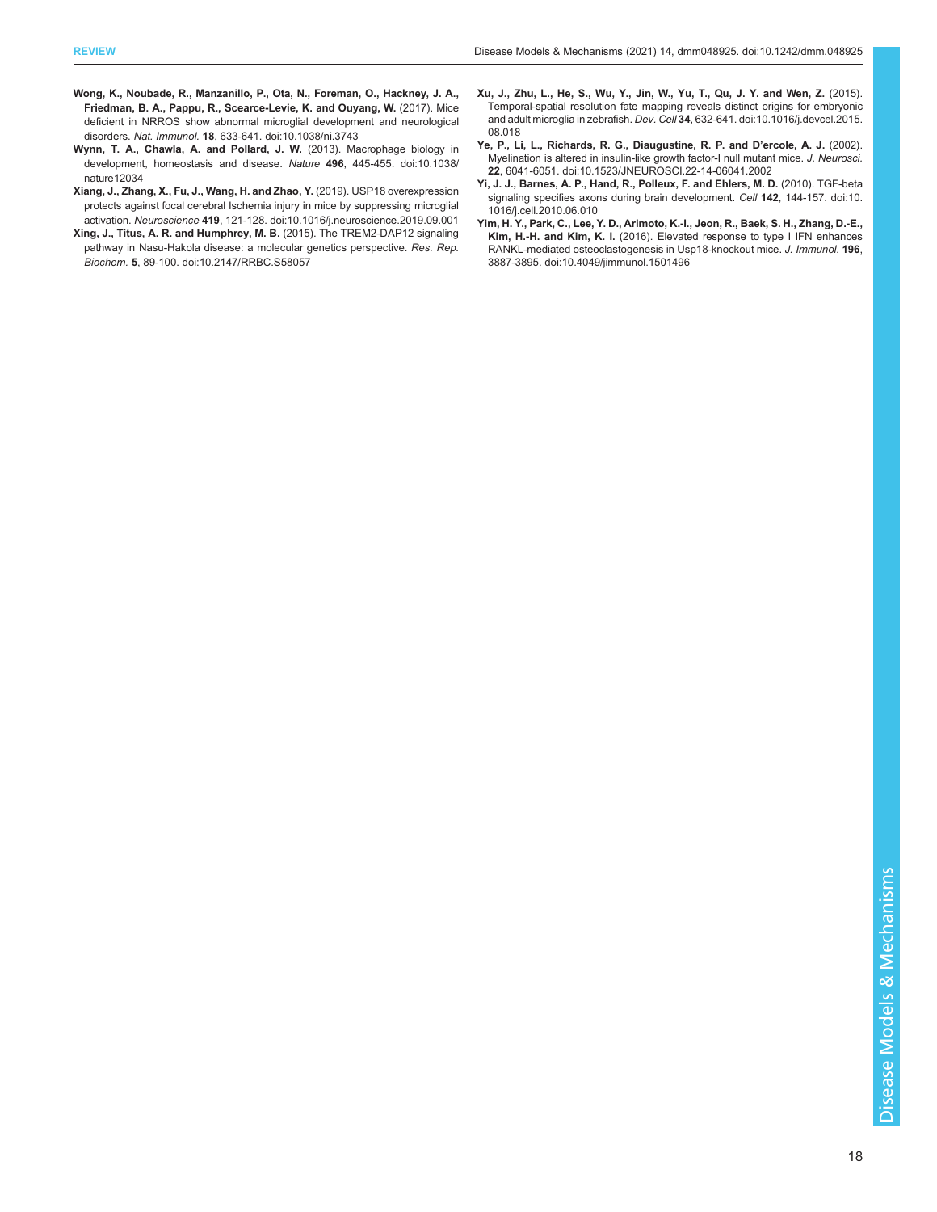**Wong, K., Noubade, R., Manzanillo, P., Ota, N., Foreman, O., Hackney, J. A., Friedman, B. A., Pappu, R., Scearce-Levie, K. and Ouyang, W.** (2017). Mice deficient in NRROS show abnormal microglial development and neurological disorders. *Nat. Immunol.* **18**, 633-641. doi:10.1038/ni.3743

**Wynn, T. A., Chawla, A. and Pollard, J. W.** (2013). Macrophage biology in development, homeostasis and disease. *Nature* **496**, 445-455. doi:10.1038/nature12034

**Xiang, J., Zhang, X., Fu, J., Wang, H. and Zhao, Y.** (2019). USP18 overexpression protects against focal cerebral Ischemia injury in mice by suppressing microglial activation. *Neuroscience* **419**, 121-128. doi:10.1016/j.neuroscience.2019.09.001

**Xing, J., Titus, A. R. and Humphrey, M. B.** (2015). The TREM2-DAP12 signaling pathway in Nasu-Hakola disease: a molecular genetics perspective. *Res. Rep. Biochem.* **5**, 89-100. doi:10.2147/RRBC.S58057

**Xu, J., Zhu, L., He, S., Wu, Y., Jin, W., Yu, T., Qu, J. Y. and Wen, Z.** (2015). Temporal-spatial resolution fate mapping reveals distinct origins for embryonic and adult microglia in zebrafish. *Dev. Cell* **34**, 632-641. doi:10.1016/j.devcel.2015.08.018

**Ye, P., Li, L., Richards, R. G., Diaugustine, R. P. and D'ercole, A. J.** (2002). Myelination is altered in insulin-like growth factor-I null mutant mice. *J. Neurosci.* **22**, 6041-6051. doi:10.1523/JNEUROSCI.22-14-06041.2002

**Yi, J. J., Barnes, A. P., Hand, R., Polleux, F. and Ehlers, M. D.** (2010). TGF-beta signaling specifies axons during brain development. *Cell* **142**, 144-157. doi:10.1016/j.cell.2010.06.010

**Yim, H. Y., Park, C., Lee, Y. D., Arimoto, K.-I., Jeon, R., Baek, S. H., Zhang, D.-E., Kim, H.-H. and Kim, K. I.** (2016). Elevated response to type I IFN enhances RANKL-mediated osteoclastogenesis in Usp18-knockout mice. *J. Immunol.* **196**, 3887-3895. doi:10.4049/jimmunol.1501496